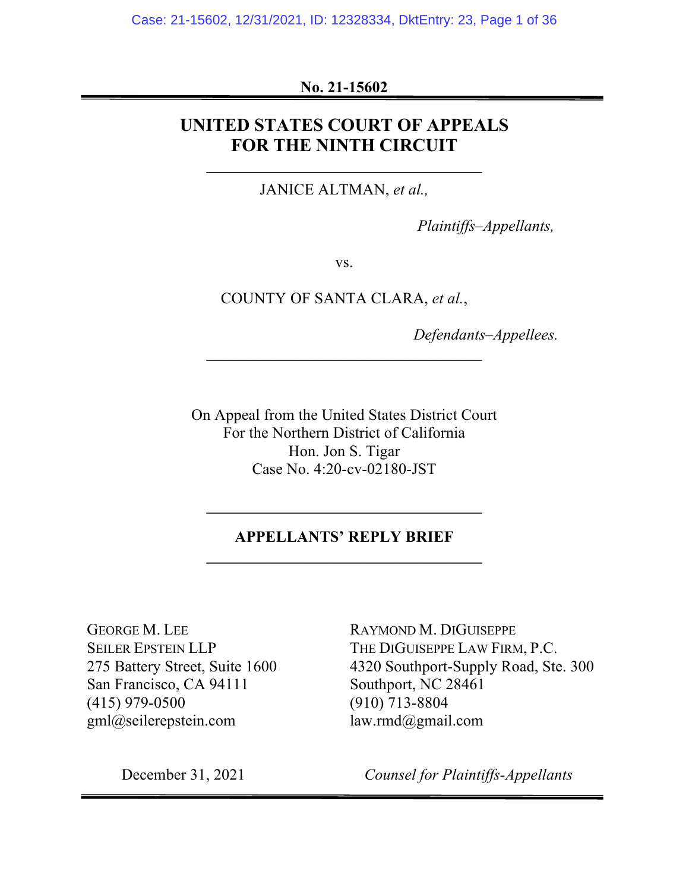**No. 21-15602**

# UNITED STATES COURT OF APPEALS FOR THE NINTH CIRCUIT

JANICE ALTMAN, *et al.,*

*Plaintiffs–Appellants,*

vs.

COUNTY OF SANTA CLARA, *et al.*,

*Defendants–Appellees.*

On Appeal from the United States District Court
For the Northern District of California
Hon. Jon S. Tigar
Case No. 4:20-cv-02180-JST

## APPELLANTS' REPLY BRIEF

GEORGE M. LEE
SEILER EPSTEIN LLP
275 Battery Street, Suite 1600
San Francisco, CA 94111
(415) 979-0500
gml@seilerepstein.com

RAYMOND M. DIGUISEPPE
THE DIGUISEPPE LAW FIRM, P.C.
4320 Southport-Supply Road, Ste. 300
Southport, NC 28461
(910) 713-8804
law.rmd@gmail.com

December 31, 2021

*Counsel for Plaintiffs-Appellants*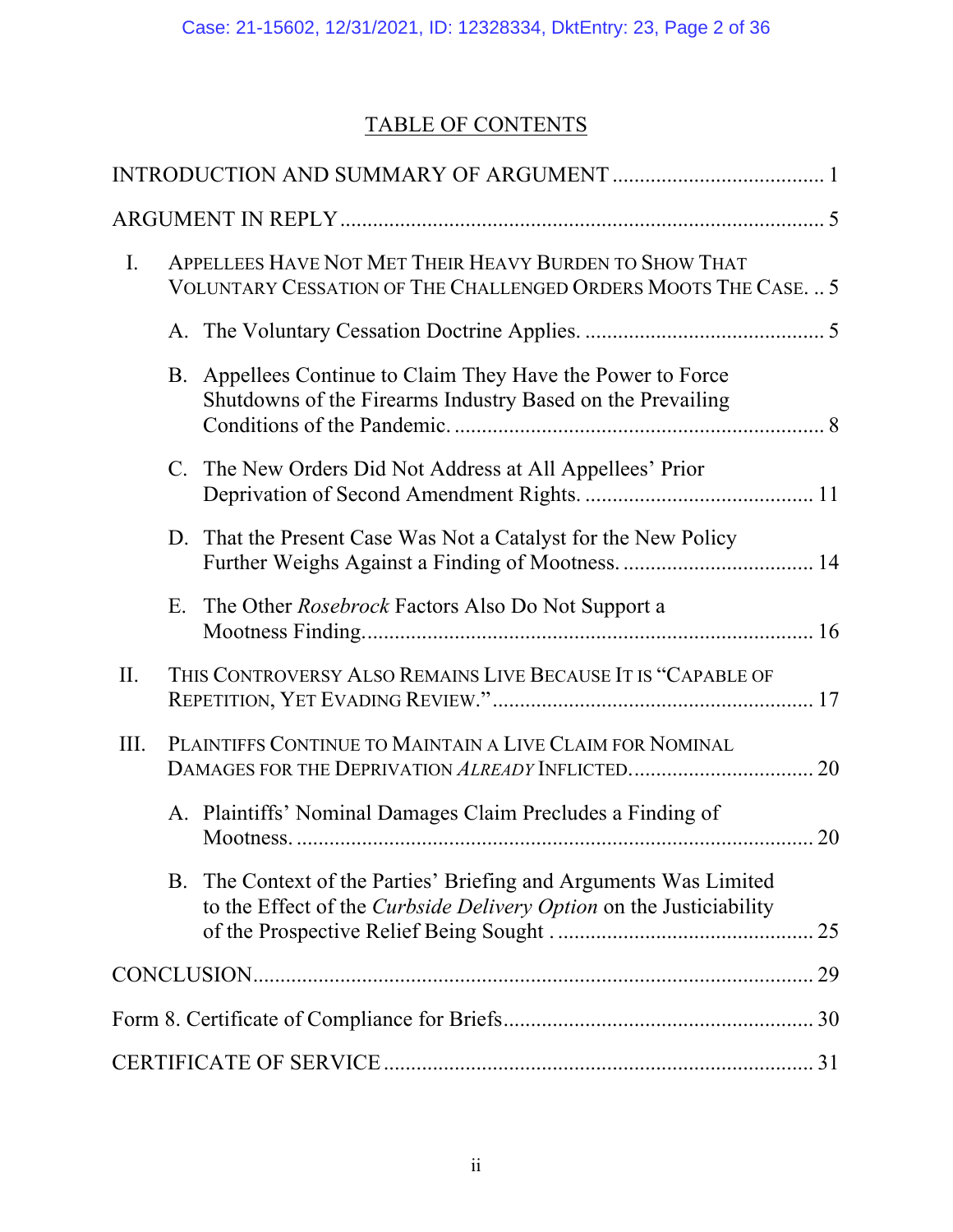# TABLE OF CONTENTS

INTRODUCTION AND SUMMARY OF ARGUMENT ....................................... 1

ARGUMENT IN REPLY ........................................................................................ 5

I. APPELLEES HAVE NOT MET THEIR HEAVY BURDEN TO SHOW THAT VOLUNTARY CESSATION OF THE CHALLENGED ORDERS MOOTS THE CASE. .. 5

   A. The Voluntary Cessation Doctrine Applies. ............................................ 5

   B. Appellees Continue to Claim They Have the Power to Force Shutdowns of the Firearms Industry Based on the Prevailing Conditions of the Pandemic. .................................................................... 8

   C. The New Orders Did Not Address at All Appellees' Prior Deprivation of Second Amendment Rights. .......................................... 11

   D. That the Present Case Was Not a Catalyst for the New Policy Further Weighs Against a Finding of Mootness. .................................. 14

   E. The Other *Rosebrock* Factors Also Do Not Support a Mootness Finding. ................................................................................. 16

II. THIS CONTROVERSY ALSO REMAINS LIVE BECAUSE IT IS "CAPABLE OF REPETITION, YET EVADING REVIEW." .......................................................... 17

III. PLAINTIFFS CONTINUE TO MAINTAIN A LIVE CLAIM FOR NOMINAL DAMAGES FOR THE DEPRIVATION *ALREADY* INFLICTED. ................................. 20

   A. Plaintiffs' Nominal Damages Claim Precludes a Finding of Mootness. ................................................................................ 20

   B. The Context of the Parties' Briefing and Arguments Was Limited to the Effect of the *Curbside Delivery Option* on the Justiciability of the Prospective Relief Being Sought . ............................................... 25

CONCLUSION ..................................................................................................... 29

Form 8. Certificate of Compliance for Briefs ........................................................ 30

CERTIFICATE OF SERVICE .............................................................................. 31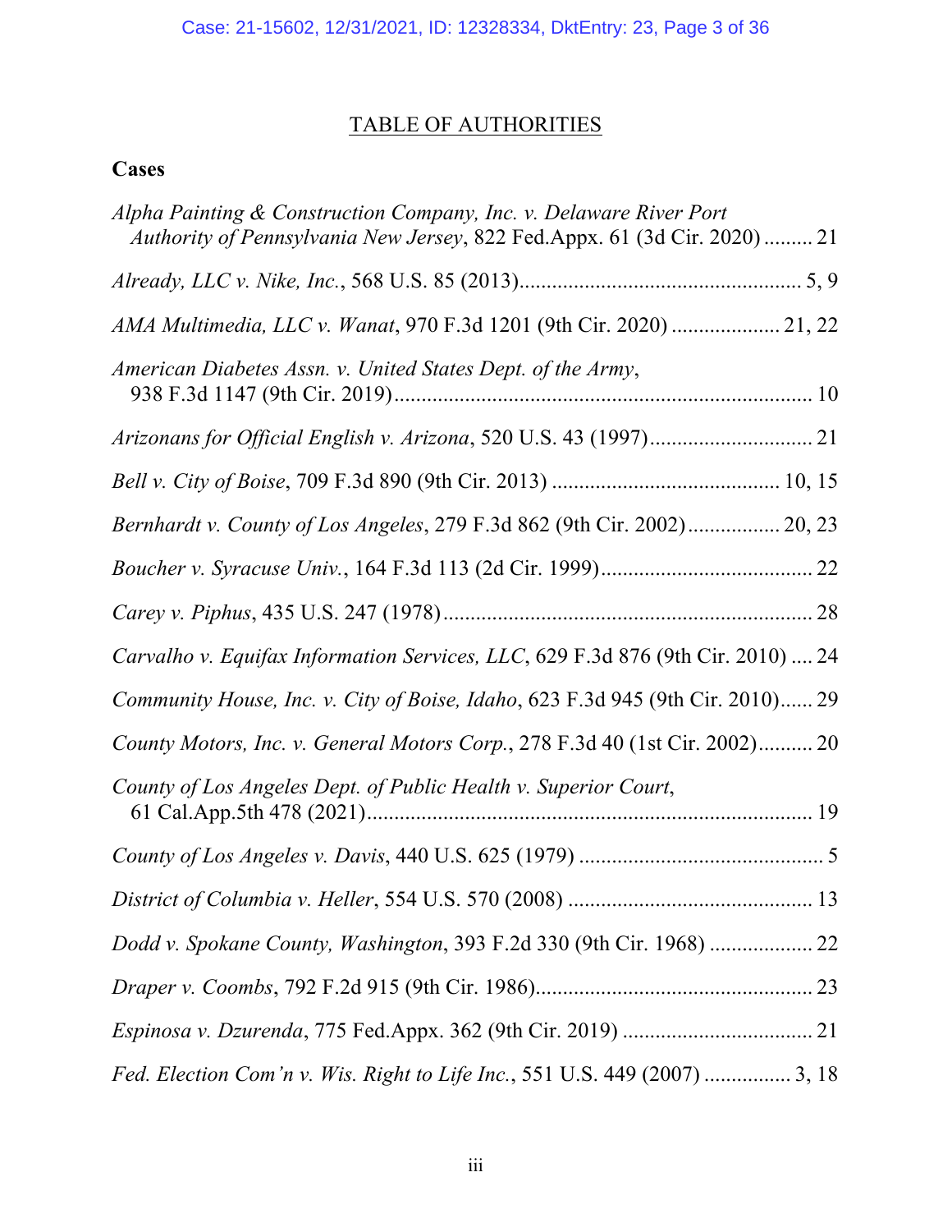# TABLE OF AUTHORITIES

**Cases**

*Alpha Painting & Construction Company, Inc. v. Delaware River Port Authority of Pennsylvania New Jersey*, 822 Fed.Appx. 61 (3d Cir. 2020) ......... 21

*Already, LLC v. Nike, Inc.*, 568 U.S. 85 (2013).................................................... 5, 9

*AMA Multimedia, LLC v. Wanat*, 970 F.3d 1201 (9th Cir. 2020) .................... 21, 22

*American Diabetes Assn. v. United States Dept. of the Army*, 938 F.3d 1147 (9th Cir. 2019)............................................................................ 10

*Arizonans for Official English v. Arizona*, 520 U.S. 43 (1997).............................. 21

*Bell v. City of Boise*, 709 F.3d 890 (9th Cir. 2013) ......................................... 10, 15

*Bernhardt v. County of Los Angeles*, 279 F.3d 862 (9th Cir. 2002)................. 20, 23

*Boucher v. Syracuse Univ.*, 164 F.3d 113 (2d Cir. 1999)....................................... 22

*Carey v. Piphus*, 435 U.S. 247 (1978).................................................................... 28

*Carvalho v. Equifax Information Services, LLC*, 629 F.3d 876 (9th Cir. 2010) .... 24

*Community House, Inc. v. City of Boise, Idaho*, 623 F.3d 945 (9th Cir. 2010)...... 29

*County Motors, Inc. v. General Motors Corp.*, 278 F.3d 40 (1st Cir. 2002).......... 20

*County of Los Angeles Dept. of Public Health v. Superior Court*, 61 Cal.App.5th 478 (2021)................................................................................. 19

*County of Los Angeles v. Davis*, 440 U.S. 625 (1979) ............................................. 5

*District of Columbia v. Heller*, 554 U.S. 570 (2008) ............................................. 13

*Dodd v. Spokane County, Washington*, 393 F.2d 330 (9th Cir. 1968) ................... 22

*Draper v. Coombs*, 792 F.2d 915 (9th Cir. 1986)................................................... 23

*Espinosa v. Dzurenda*, 775 Fed.Appx. 362 (9th Cir. 2019) ................................... 21

*Fed. Election Com'n v. Wis. Right to Life Inc.*, 551 U.S. 449 (2007) ................ 3, 18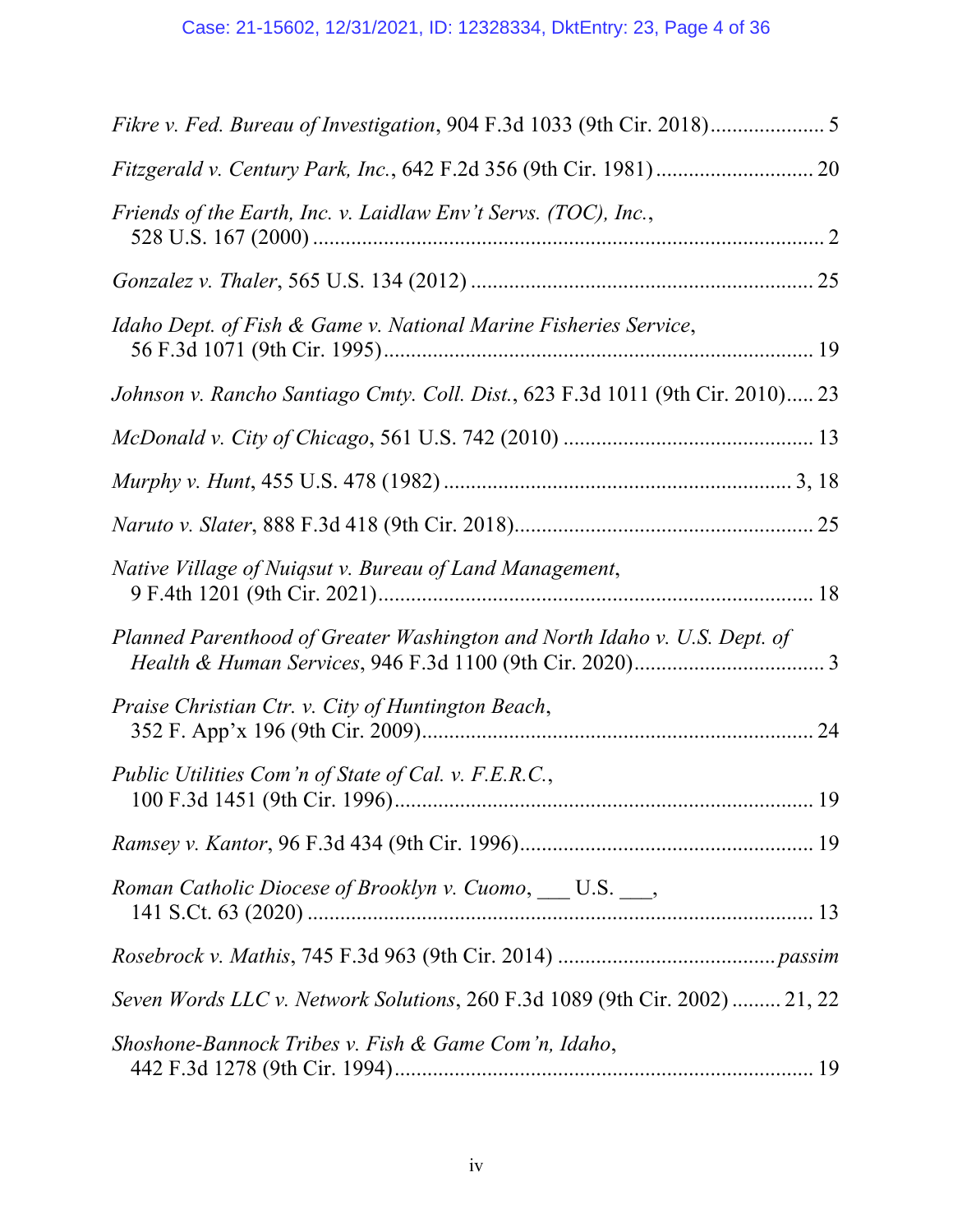*Fikre v. Fed. Bureau of Investigation*, 904 F.3d 1033 (9th Cir. 2018)..................... 5

*Fitzgerald v. Century Park, Inc.*, 642 F.2d 356 (9th Cir. 1981)............................ 20

*Friends of the Earth, Inc. v. Laidlaw Env't Servs. (TOC), Inc.*, 528 U.S. 167 (2000) ............................................................................................ 2

*Gonzalez v. Thaler*, 565 U.S. 134 (2012) .............................................................. 25

*Idaho Dept. of Fish & Game v. National Marine Fisheries Service*, 56 F.3d 1071 (9th Cir. 1995)............................................................................. 19

*Johnson v. Rancho Santiago Cmty. Coll. Dist.*, 623 F.3d 1011 (9th Cir. 2010)..... 23

*McDonald v. City of Chicago*, 561 U.S. 742 (2010) ............................................. 13

*Murphy v. Hunt*, 455 U.S. 478 (1982) ............................................................. 3, 18

*Naruto v. Slater*, 888 F.3d 418 (9th Cir. 2018)...................................................... 25

*Native Village of Nuiqsut v. Bureau of Land Management*, 9 F.4th 1201 (9th Cir. 2021)............................................................................... 18

*Planned Parenthood of Greater Washington and North Idaho v. U.S. Dept. of Health & Human Services*, 946 F.3d 1100 (9th Cir. 2020).................................. 3

*Praise Christian Ctr. v. City of Huntington Beach*, 352 F. App'x 196 (9th Cir. 2009)....................................................................... 24

*Public Utilities Com'n of State of Cal. v. F.E.R.C.*, 100 F.3d 1451 (9th Cir. 1996)............................................................................. 19

*Ramsey v. Kantor*, 96 F.3d 434 (9th Cir. 1996)..................................................... 19

*Roman Catholic Diocese of Brooklyn v. Cuomo*, ___ U.S. ___, 141 S.Ct. 63 (2020) ............................................................................................ 13

*Rosebrock v. Mathis*, 745 F.3d 963 (9th Cir. 2014) ....................................... *passim*

*Seven Words LLC v. Network Solutions*, 260 F.3d 1089 (9th Cir. 2002) ......... 21, 22

*Shoshone-Bannock Tribes v. Fish & Game Com'n, Idaho*, 442 F.3d 1278 (9th Cir. 1994)............................................................................. 19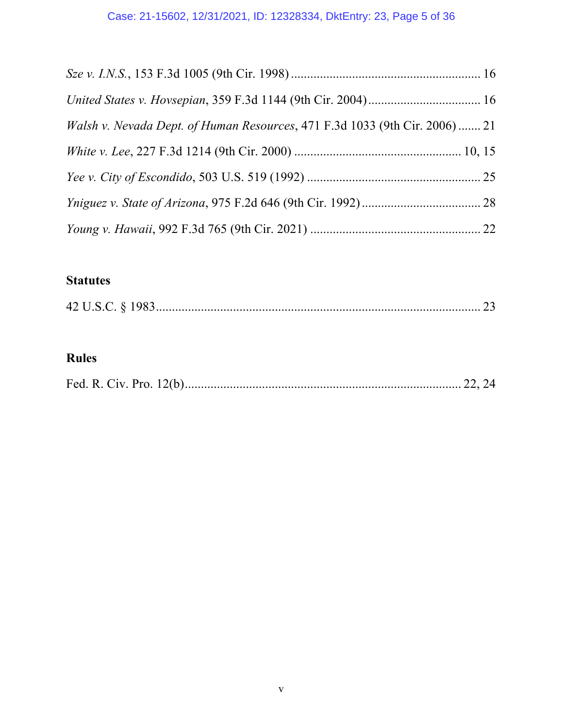*Sze v. I.N.S.*, 153 F.3d 1005 (9th Cir. 1998) .......................................................... 16

*United States v. Hovsepian*, 359 F.3d 1144 (9th Cir. 2004) .................................. 16

*Walsh v. Nevada Dept. of Human Resources*, 471 F.3d 1033 (9th Cir. 2006) ....... 21

*White v. Lee*, 227 F.3d 1214 (9th Cir. 2000) ................................................... 10, 15

*Yee v. City of Escondido*, 503 U.S. 519 (1992) ..................................................... 25

*Yniguez v. State of Arizona*, 975 F.2d 646 (9th Cir. 1992) ..................................... 28

*Young v. Hawaii*, 992 F.3d 765 (9th Cir. 2021) .................................................... 22

**Statutes**

42 U.S.C. § 1983 ...................................................................................................... 23

**Rules**

Fed. R. Civ. Pro. 12(b) ...................................................................................... 22, 24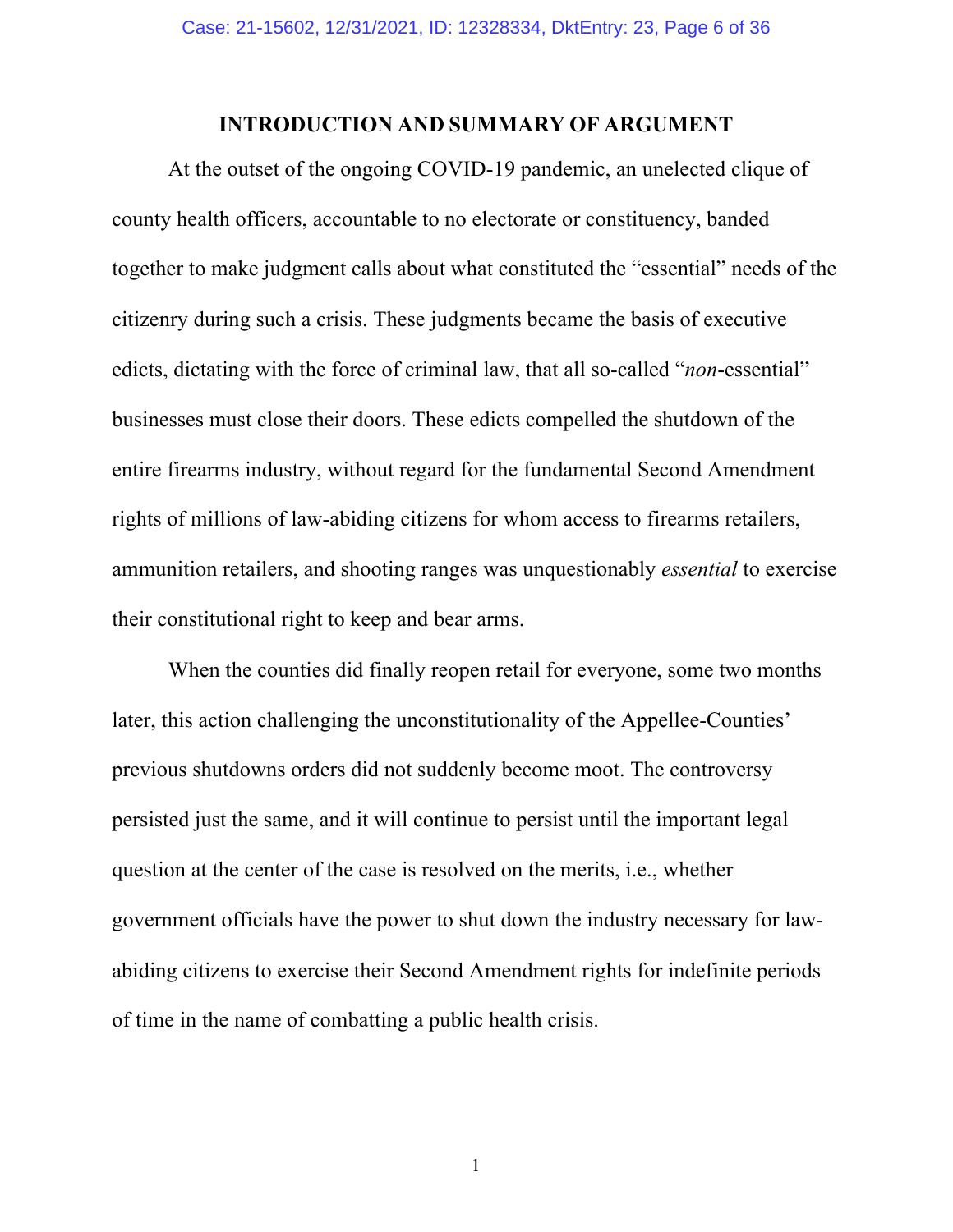## INTRODUCTION AND SUMMARY OF ARGUMENT

At the outset of the ongoing COVID-19 pandemic, an unelected clique of county health officers, accountable to no electorate or constituency, banded together to make judgment calls about what constituted the "essential" needs of the citizenry during such a crisis. These judgments became the basis of executive edicts, dictating with the force of criminal law, that all so-called "*non*-essential" businesses must close their doors. These edicts compelled the shutdown of the entire firearms industry, without regard for the fundamental Second Amendment rights of millions of law-abiding citizens for whom access to firearms retailers, ammunition retailers, and shooting ranges was unquestionably *essential* to exercise their constitutional right to keep and bear arms.

When the counties did finally reopen retail for everyone, some two months later, this action challenging the unconstitutionality of the Appellee-Counties' previous shutdowns orders did not suddenly become moot. The controversy persisted just the same, and it will continue to persist until the important legal question at the center of the case is resolved on the merits, i.e., whether government officials have the power to shut down the industry necessary for law-abiding citizens to exercise their Second Amendment rights for indefinite periods of time in the name of combatting a public health crisis.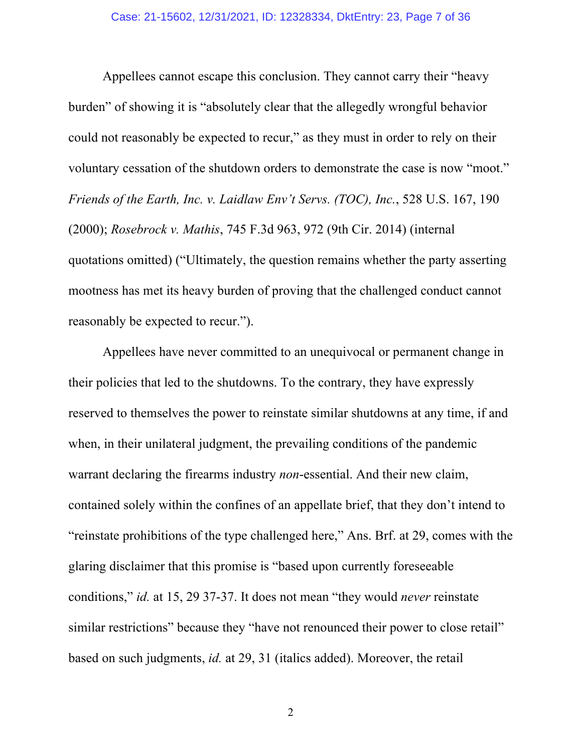Appellees cannot escape this conclusion. They cannot carry their "heavy burden" of showing it is "absolutely clear that the allegedly wrongful behavior could not reasonably be expected to recur," as they must in order to rely on their voluntary cessation of the shutdown orders to demonstrate the case is now "moot." *Friends of the Earth, Inc. v. Laidlaw Env't Servs. (TOC), Inc.*, 528 U.S. 167, 190 (2000); *Rosebrock v. Mathis*, 745 F.3d 963, 972 (9th Cir. 2014) (internal quotations omitted) ("Ultimately, the question remains whether the party asserting mootness has met its heavy burden of proving that the challenged conduct cannot reasonably be expected to recur.").

Appellees have never committed to an unequivocal or permanent change in their policies that led to the shutdowns. To the contrary, they have expressly reserved to themselves the power to reinstate similar shutdowns at any time, if and when, in their unilateral judgment, the prevailing conditions of the pandemic warrant declaring the firearms industry *non*-essential. And their new claim, contained solely within the confines of an appellate brief, that they don't intend to "reinstate prohibitions of the type challenged here," Ans. Brf. at 29, comes with the glaring disclaimer that this promise is "based upon currently foreseeable conditions," *id.* at 15, 29 37-37. It does not mean "they would *never* reinstate similar restrictions" because they "have not renounced their power to close retail" based on such judgments, *id.* at 29, 31 (italics added). Moreover, the retail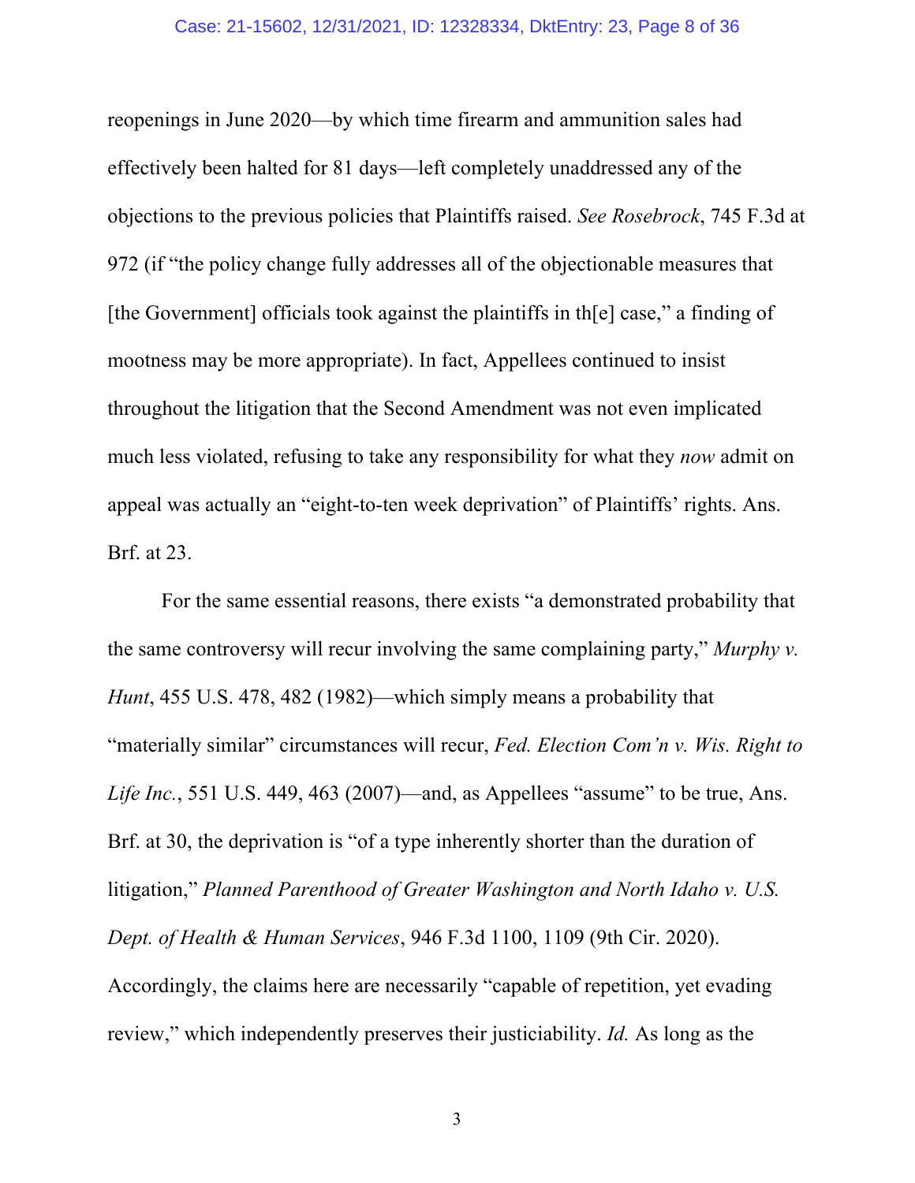reopenings in June 2020—by which time firearm and ammunition sales had effectively been halted for 81 days—left completely unaddressed any of the objections to the previous policies that Plaintiffs raised. *See Rosebrock*, 745 F.3d at 972 (if "the policy change fully addresses all of the objectionable measures that [the Government] officials took against the plaintiffs in th[e] case," a finding of mootness may be more appropriate). In fact, Appellees continued to insist throughout the litigation that the Second Amendment was not even implicated much less violated, refusing to take any responsibility for what they *now* admit on appeal was actually an "eight-to-ten week deprivation" of Plaintiffs' rights. Ans. Brf. at 23.

For the same essential reasons, there exists "a demonstrated probability that the same controversy will recur involving the same complaining party," *Murphy v. Hunt*, 455 U.S. 478, 482 (1982)—which simply means a probability that "materially similar" circumstances will recur, *Fed. Election Com'n v. Wis. Right to Life Inc.*, 551 U.S. 449, 463 (2007)—and, as Appellees "assume" to be true, Ans. Brf. at 30, the deprivation is "of a type inherently shorter than the duration of litigation," *Planned Parenthood of Greater Washington and North Idaho v. U.S. Dept. of Health & Human Services*, 946 F.3d 1100, 1109 (9th Cir. 2020). Accordingly, the claims here are necessarily "capable of repetition, yet evading review," which independently preserves their justiciability. *Id.* As long as the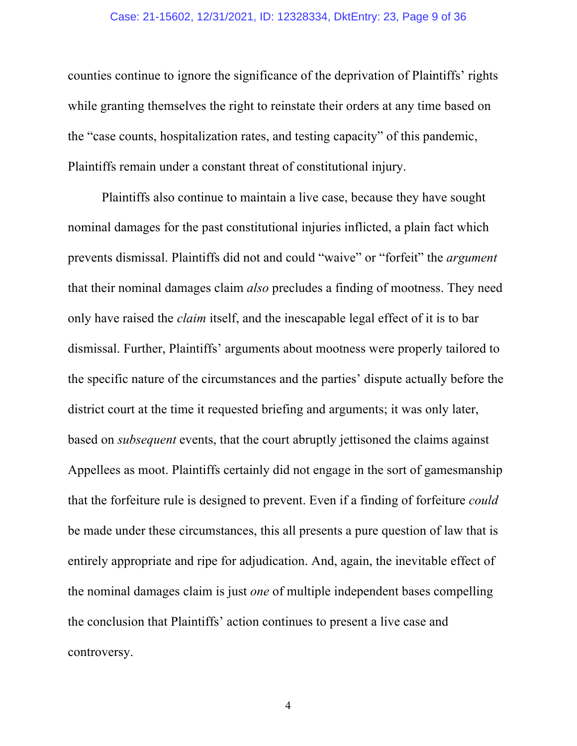counties continue to ignore the significance of the deprivation of Plaintiffs' rights while granting themselves the right to reinstate their orders at any time based on the "case counts, hospitalization rates, and testing capacity" of this pandemic, Plaintiffs remain under a constant threat of constitutional injury.

Plaintiffs also continue to maintain a live case, because they have sought nominal damages for the past constitutional injuries inflicted, a plain fact which prevents dismissal. Plaintiffs did not and could "waive" or "forfeit" the *argument* that their nominal damages claim *also* precludes a finding of mootness. They need only have raised the *claim* itself, and the inescapable legal effect of it is to bar dismissal. Further, Plaintiffs' arguments about mootness were properly tailored to the specific nature of the circumstances and the parties' dispute actually before the district court at the time it requested briefing and arguments; it was only later, based on *subsequent* events, that the court abruptly jettisoned the claims against Appellees as moot. Plaintiffs certainly did not engage in the sort of gamesmanship that the forfeiture rule is designed to prevent. Even if a finding of forfeiture *could* be made under these circumstances, this all presents a pure question of law that is entirely appropriate and ripe for adjudication. And, again, the inevitable effect of the nominal damages claim is just *one* of multiple independent bases compelling the conclusion that Plaintiffs' action continues to present a live case and controversy.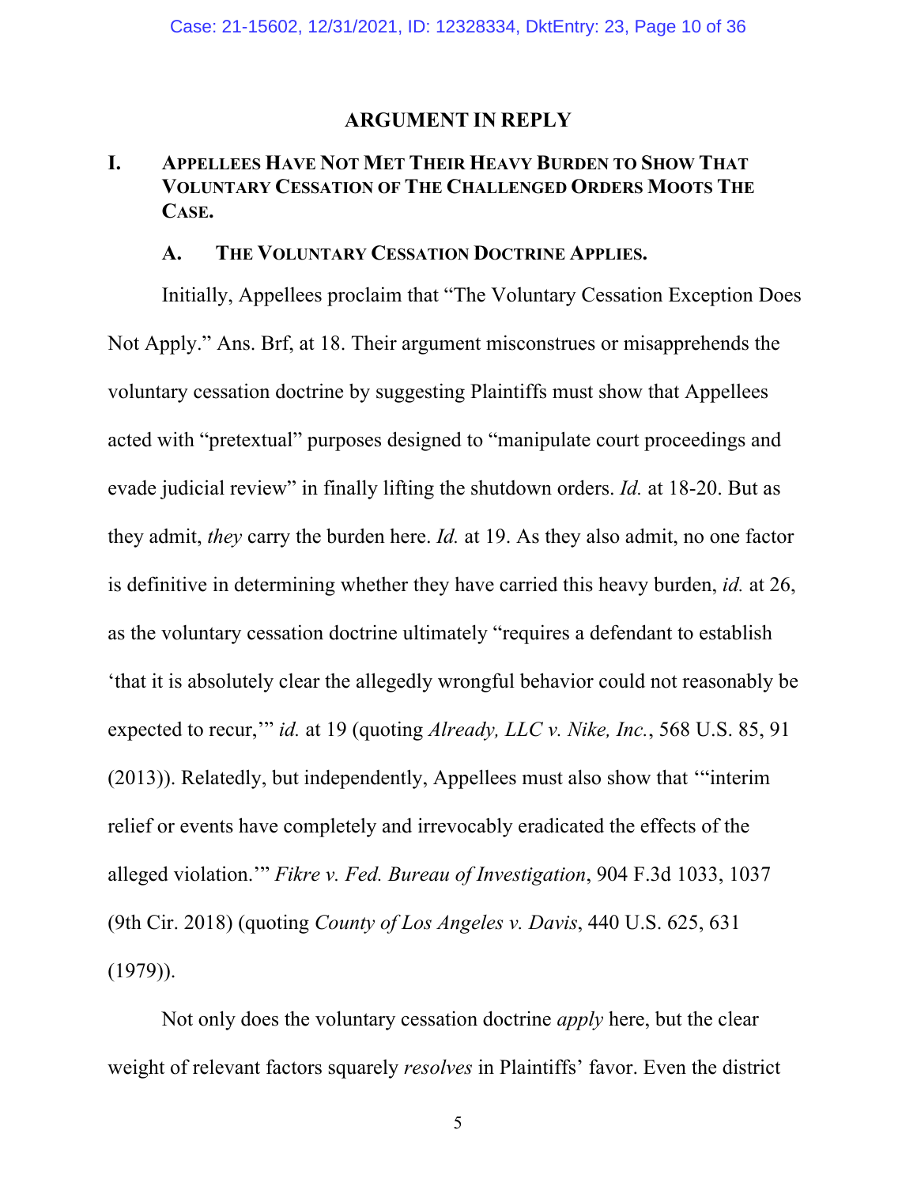## ARGUMENT IN REPLY

### I. APPELLEES HAVE NOT MET THEIR HEAVY BURDEN TO SHOW THAT VOLUNTARY CESSATION OF THE CHALLENGED ORDERS MOOTS THE CASE.

#### A. THE VOLUNTARY CESSATION DOCTRINE APPLIES.

Initially, Appellees proclaim that "The Voluntary Cessation Exception Does Not Apply." Ans. Brf, at 18. Their argument misconstrues or misapprehends the voluntary cessation doctrine by suggesting Plaintiffs must show that Appellees acted with "pretextual" purposes designed to "manipulate court proceedings and evade judicial review" in finally lifting the shutdown orders. *Id.* at 18-20. But as they admit, *they* carry the burden here. *Id.* at 19. As they also admit, no one factor is definitive in determining whether they have carried this heavy burden, *id.* at 26, as the voluntary cessation doctrine ultimately "requires a defendant to establish 'that it is absolutely clear the allegedly wrongful behavior could not reasonably be expected to recur,'" *id.* at 19 (quoting *Already, LLC v. Nike, Inc.*, 568 U.S. 85, 91 (2013)). Relatedly, but independently, Appellees must also show that '"interim relief or events have completely and irrevocably eradicated the effects of the alleged violation.'" *Fikre v. Fed. Bureau of Investigation*, 904 F.3d 1033, 1037 (9th Cir. 2018) (quoting *County of Los Angeles v. Davis*, 440 U.S. 625, 631 (1979)).

Not only does the voluntary cessation doctrine *apply* here, but the clear weight of relevant factors squarely *resolves* in Plaintiffs' favor. Even the district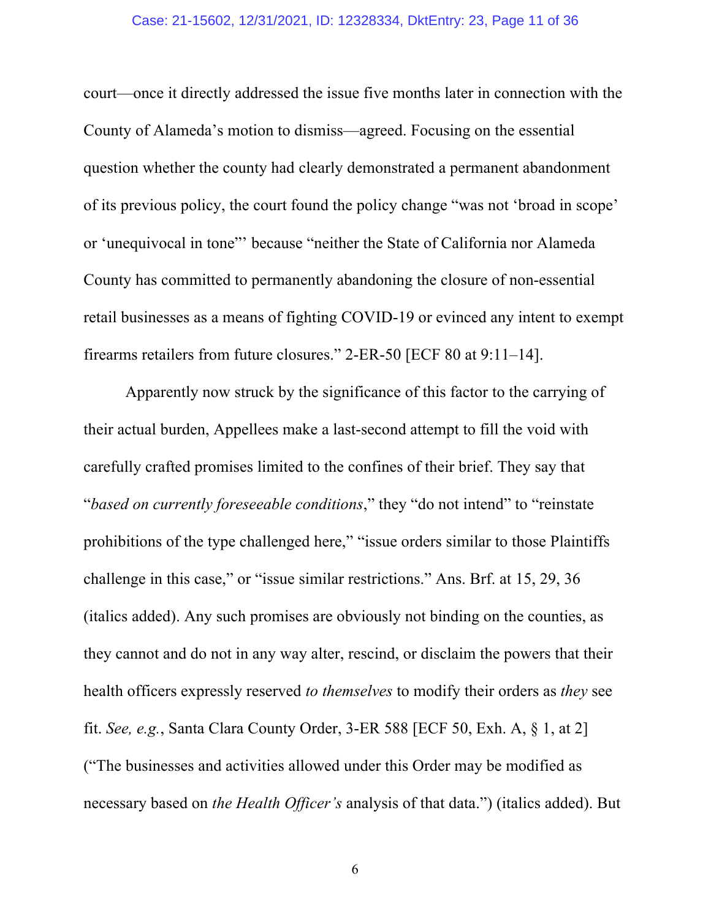court—once it directly addressed the issue five months later in connection with the County of Alameda's motion to dismiss—agreed. Focusing on the essential question whether the county had clearly demonstrated a permanent abandonment of its previous policy, the court found the policy change "was not 'broad in scope' or 'unequivocal in tone'" because "neither the State of California nor Alameda County has committed to permanently abandoning the closure of non-essential retail businesses as a means of fighting COVID-19 or evinced any intent to exempt firearms retailers from future closures." 2-ER-50 [ECF 80 at 9:11–14].

Apparently now struck by the significance of this factor to the carrying of their actual burden, Appellees make a last-second attempt to fill the void with carefully crafted promises limited to the confines of their brief. They say that "*based on currently foreseeable conditions*," they "do not intend" to "reinstate prohibitions of the type challenged here," "issue orders similar to those Plaintiffs challenge in this case," or "issue similar restrictions." Ans. Brf. at 15, 29, 36 (italics added). Any such promises are obviously not binding on the counties, as they cannot and do not in any way alter, rescind, or disclaim the powers that their health officers expressly reserved *to themselves* to modify their orders as *they* see fit. *See, e.g.*, Santa Clara County Order, 3-ER 588 [ECF 50, Exh. A, § 1, at 2] ("The businesses and activities allowed under this Order may be modified as necessary based on *the Health Officer's* analysis of that data.") (italics added). But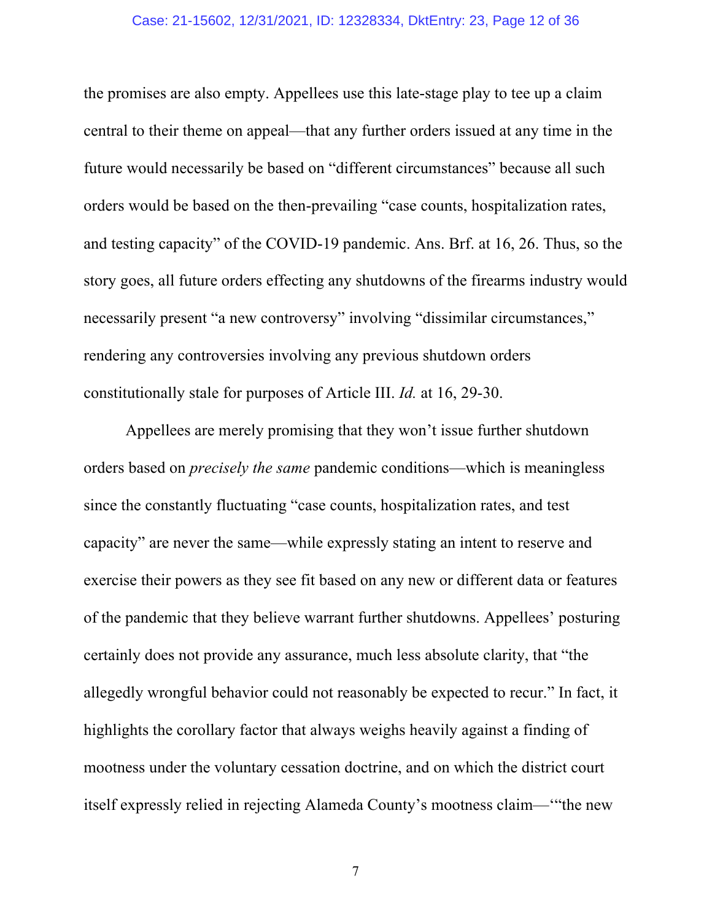the promises are also empty. Appellees use this late-stage play to tee up a claim central to their theme on appeal—that any further orders issued at any time in the future would necessarily be based on "different circumstances" because all such orders would be based on the then-prevailing "case counts, hospitalization rates, and testing capacity" of the COVID-19 pandemic. Ans. Brf. at 16, 26. Thus, so the story goes, all future orders effecting any shutdowns of the firearms industry would necessarily present "a new controversy" involving "dissimilar circumstances," rendering any controversies involving any previous shutdown orders constitutionally stale for purposes of Article III. *Id.* at 16, 29-30.

Appellees are merely promising that they won't issue further shutdown orders based on *precisely the same* pandemic conditions—which is meaningless since the constantly fluctuating "case counts, hospitalization rates, and test capacity" are never the same—while expressly stating an intent to reserve and exercise their powers as they see fit based on any new or different data or features of the pandemic that they believe warrant further shutdowns. Appellees' posturing certainly does not provide any assurance, much less absolute clarity, that "the allegedly wrongful behavior could not reasonably be expected to recur." In fact, it highlights the corollary factor that always weighs heavily against a finding of mootness under the voluntary cessation doctrine, and on which the district court itself expressly relied in rejecting Alameda County's mootness claim—'"the new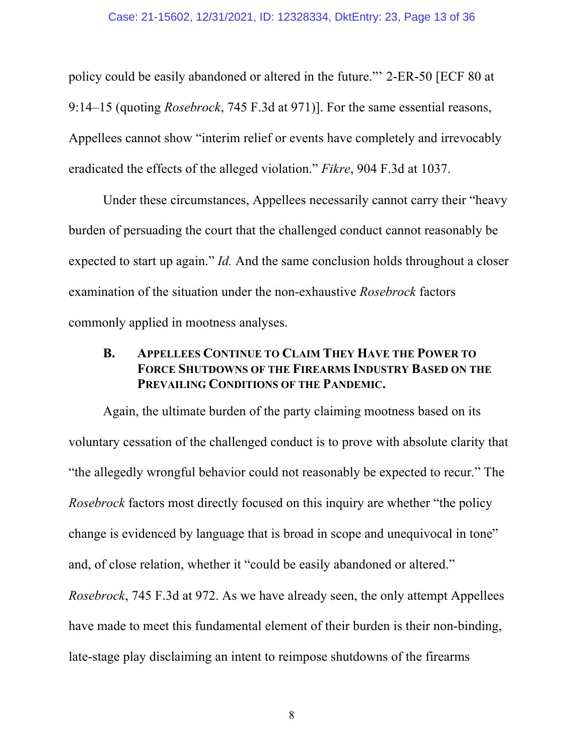policy could be easily abandoned or altered in the future."' 2-ER-50 [ECF 80 at 9:14–15 (quoting *Rosebrock*, 745 F.3d at 971)]. For the same essential reasons, Appellees cannot show "interim relief or events have completely and irrevocably eradicated the effects of the alleged violation." *Fikre*, 904 F.3d at 1037.

Under these circumstances, Appellees necessarily cannot carry their "heavy burden of persuading the court that the challenged conduct cannot reasonably be expected to start up again." *Id.* And the same conclusion holds throughout a closer examination of the situation under the non-exhaustive *Rosebrock* factors commonly applied in mootness analyses.

### B. Appellees Continue to Claim They Have the Power to Force Shutdowns of the Firearms Industry Based on the Prevailing Conditions of the Pandemic.

Again, the ultimate burden of the party claiming mootness based on its voluntary cessation of the challenged conduct is to prove with absolute clarity that "the allegedly wrongful behavior could not reasonably be expected to recur." The *Rosebrock* factors most directly focused on this inquiry are whether "the policy change is evidenced by language that is broad in scope and unequivocal in tone" and, of close relation, whether it "could be easily abandoned or altered." *Rosebrock*, 745 F.3d at 972. As we have already seen, the only attempt Appellees have made to meet this fundamental element of their burden is their non-binding, late-stage play disclaiming an intent to reimpose shutdowns of the firearms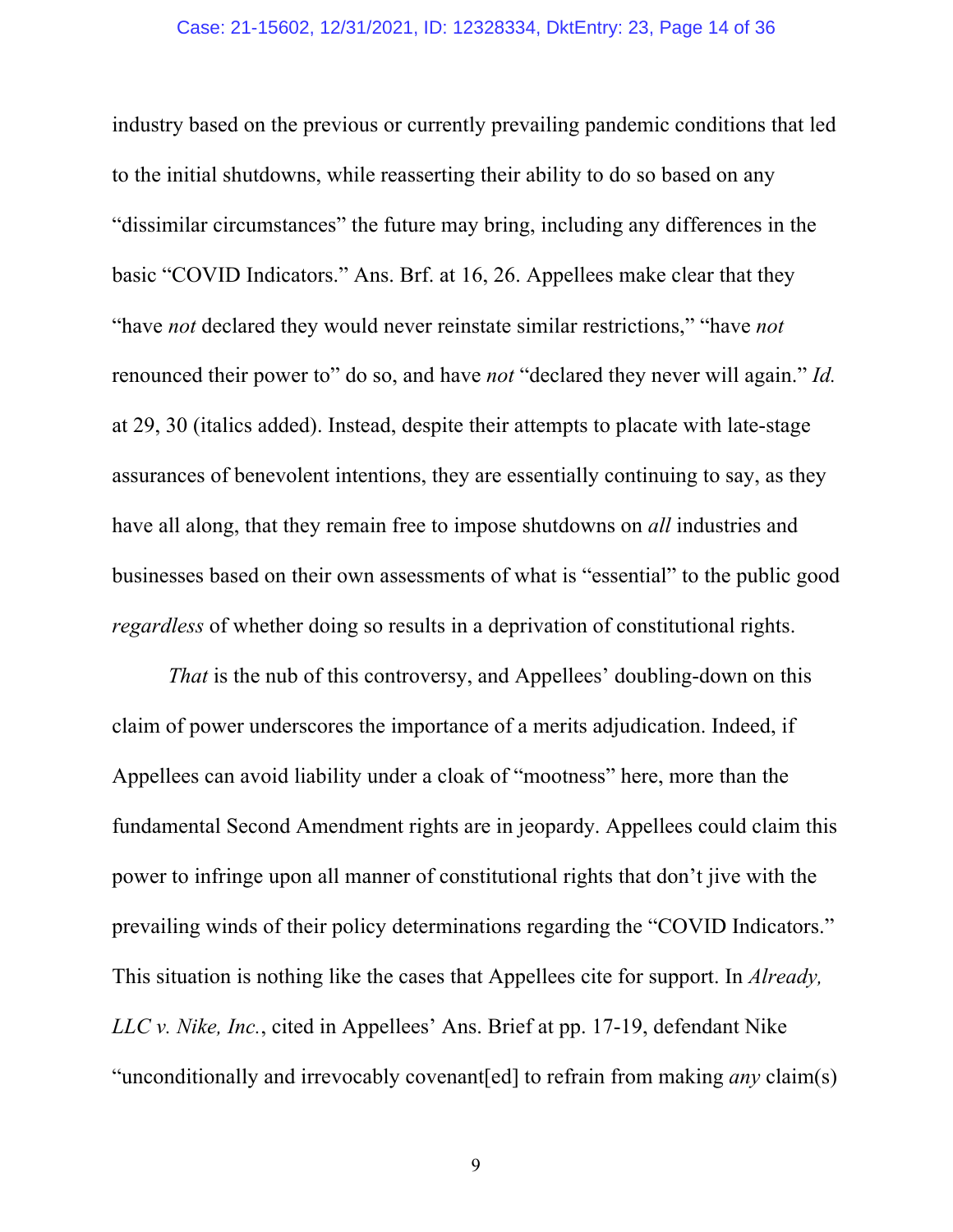industry based on the previous or currently prevailing pandemic conditions that led to the initial shutdowns, while reasserting their ability to do so based on any "dissimilar circumstances" the future may bring, including any differences in the basic "COVID Indicators." Ans. Brf. at 16, 26. Appellees make clear that they "have *not* declared they would never reinstate similar restrictions," "have *not* renounced their power to" do so, and have *not* "declared they never will again." *Id.* at 29, 30 (italics added). Instead, despite their attempts to placate with late-stage assurances of benevolent intentions, they are essentially continuing to say, as they have all along, that they remain free to impose shutdowns on *all* industries and businesses based on their own assessments of what is "essential" to the public good *regardless* of whether doing so results in a deprivation of constitutional rights.

*That* is the nub of this controversy, and Appellees' doubling-down on this claim of power underscores the importance of a merits adjudication. Indeed, if Appellees can avoid liability under a cloak of "mootness" here, more than the fundamental Second Amendment rights are in jeopardy. Appellees could claim this power to infringe upon all manner of constitutional rights that don't jive with the prevailing winds of their policy determinations regarding the "COVID Indicators." This situation is nothing like the cases that Appellees cite for support. In *Already, LLC v. Nike, Inc.*, cited in Appellees' Ans. Brief at pp. 17-19, defendant Nike "unconditionally and irrevocably covenant[ed] to refrain from making *any* claim(s)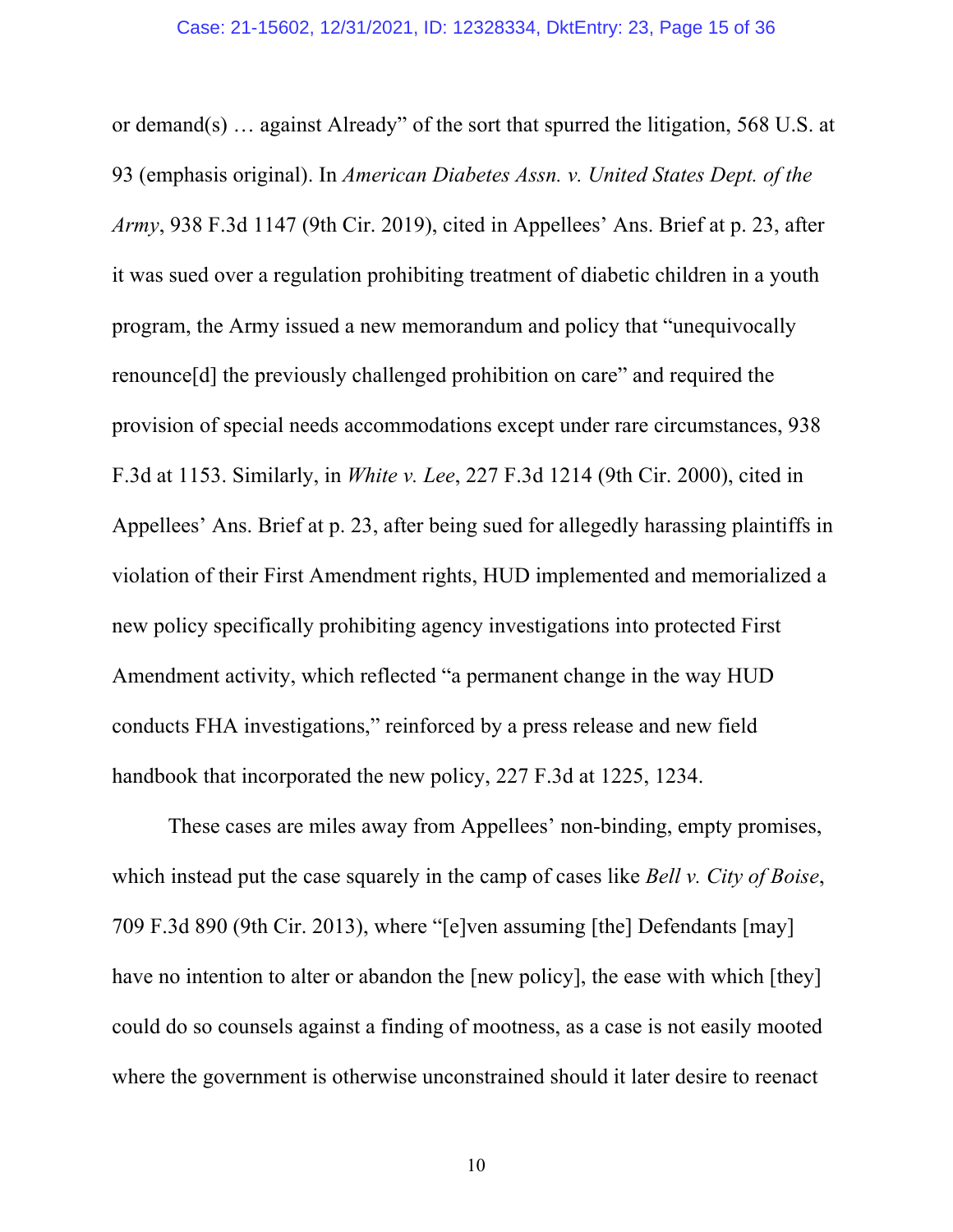or demand(s) … against Already" of the sort that spurred the litigation, 568 U.S. at 93 (emphasis original). In *American Diabetes Assn. v. United States Dept. of the Army*, 938 F.3d 1147 (9th Cir. 2019), cited in Appellees' Ans. Brief at p. 23, after it was sued over a regulation prohibiting treatment of diabetic children in a youth program, the Army issued a new memorandum and policy that "unequivocally renounce[d] the previously challenged prohibition on care" and required the provision of special needs accommodations except under rare circumstances, 938 F.3d at 1153. Similarly, in *White v. Lee*, 227 F.3d 1214 (9th Cir. 2000), cited in Appellees' Ans. Brief at p. 23, after being sued for allegedly harassing plaintiffs in violation of their First Amendment rights, HUD implemented and memorialized a new policy specifically prohibiting agency investigations into protected First Amendment activity, which reflected "a permanent change in the way HUD conducts FHA investigations," reinforced by a press release and new field handbook that incorporated the new policy, 227 F.3d at 1225, 1234.

These cases are miles away from Appellees' non-binding, empty promises, which instead put the case squarely in the camp of cases like *Bell v. City of Boise*, 709 F.3d 890 (9th Cir. 2013), where "[e]ven assuming [the] Defendants [may] have no intention to alter or abandon the [new policy], the ease with which [they] could do so counsels against a finding of mootness, as a case is not easily mooted where the government is otherwise unconstrained should it later desire to reenact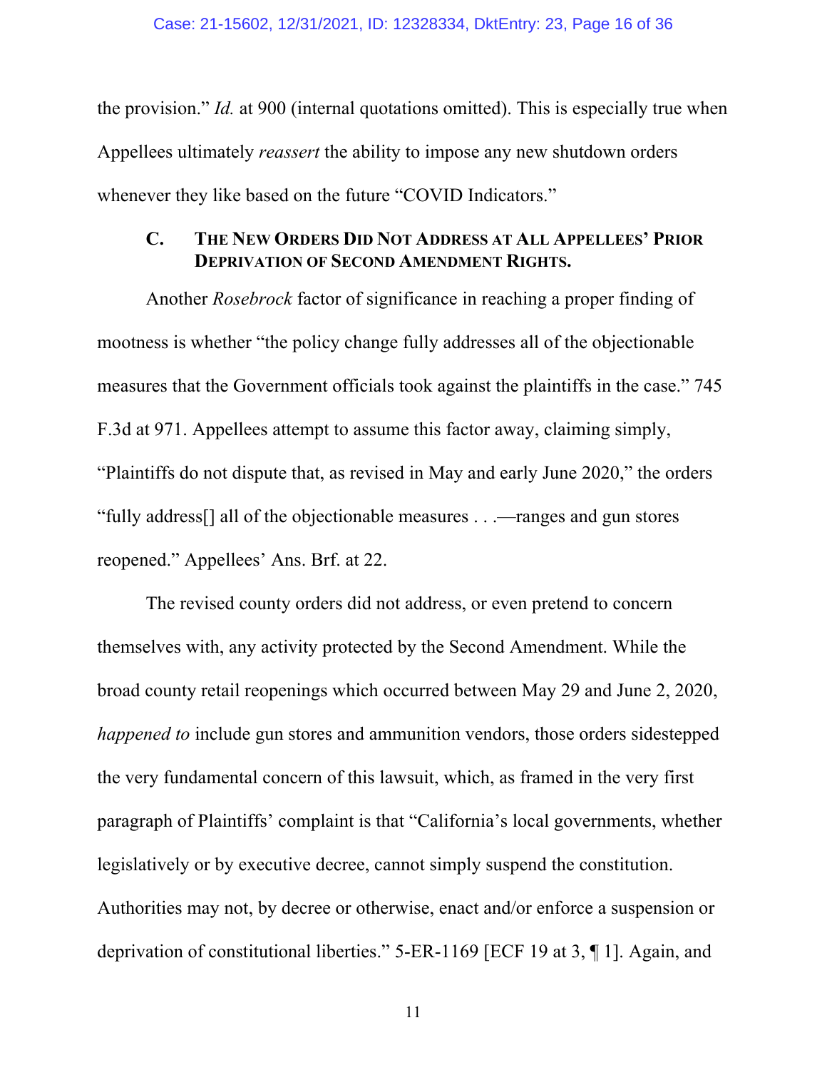the provision." *Id.* at 900 (internal quotations omitted). This is especially true when Appellees ultimately *reassert* the ability to impose any new shutdown orders whenever they like based on the future "COVID Indicators."

### C. The New Orders Did Not Address at All Appellees' Prior Deprivation of Second Amendment Rights.

Another *Rosebrock* factor of significance in reaching a proper finding of mootness is whether "the policy change fully addresses all of the objectionable measures that the Government officials took against the plaintiffs in the case." 745 F.3d at 971. Appellees attempt to assume this factor away, claiming simply, "Plaintiffs do not dispute that, as revised in May and early June 2020," the orders "fully address[] all of the objectionable measures . . .—ranges and gun stores reopened." Appellees' Ans. Brf. at 22.

The revised county orders did not address, or even pretend to concern themselves with, any activity protected by the Second Amendment. While the broad county retail reopenings which occurred between May 29 and June 2, 2020, *happened to* include gun stores and ammunition vendors, those orders sidestepped the very fundamental concern of this lawsuit, which, as framed in the very first paragraph of Plaintiffs' complaint is that "California's local governments, whether legislatively or by executive decree, cannot simply suspend the constitution. Authorities may not, by decree or otherwise, enact and/or enforce a suspension or deprivation of constitutional liberties." 5-ER-1169 [ECF 19 at 3, ¶ 1]. Again, and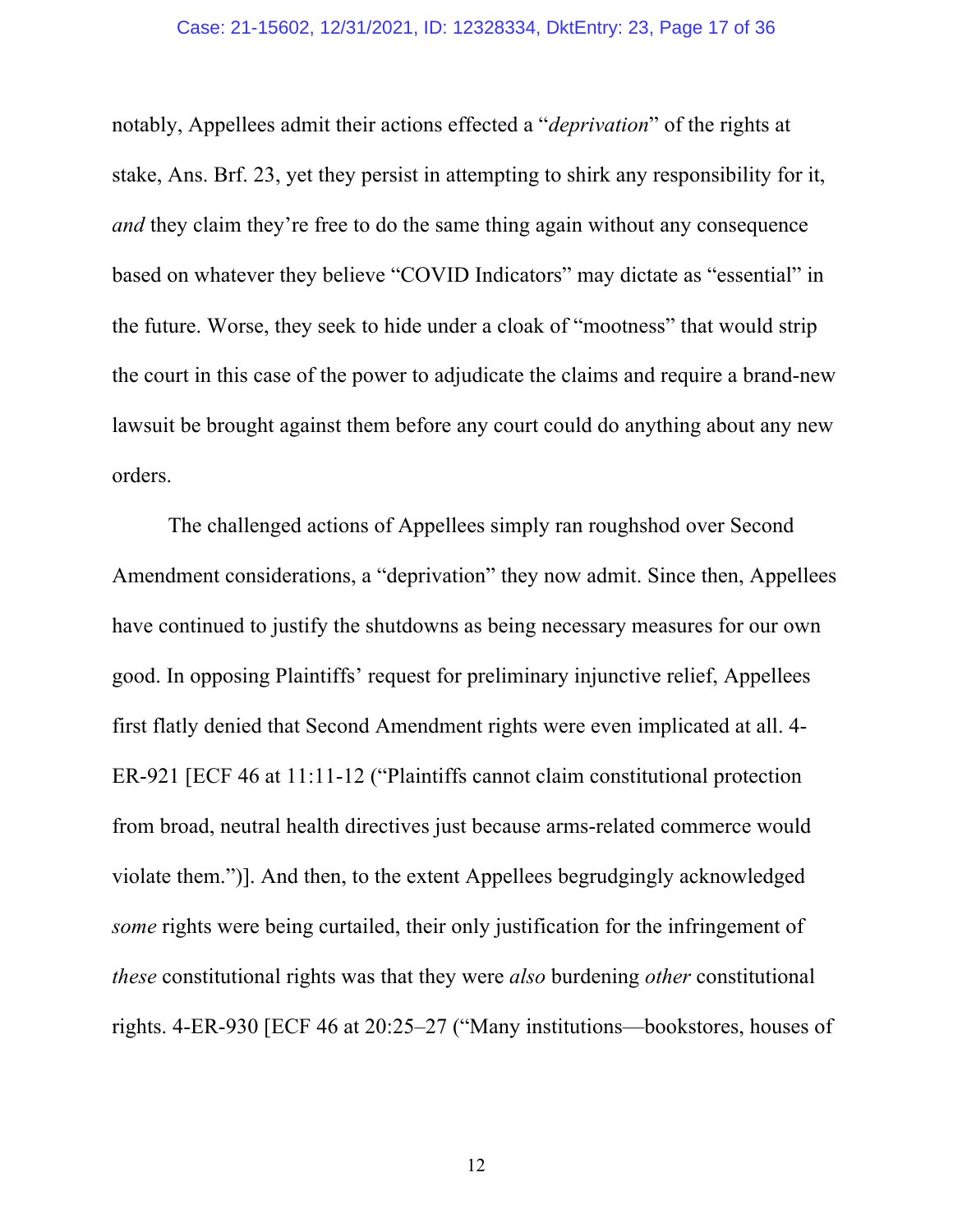notably, Appellees admit their actions effected a "*deprivation*" of the rights at stake, Ans. Brf. 23, yet they persist in attempting to shirk any responsibility for it, *and* they claim they're free to do the same thing again without any consequence based on whatever they believe "COVID Indicators" may dictate as "essential" in the future. Worse, they seek to hide under a cloak of "mootness" that would strip the court in this case of the power to adjudicate the claims and require a brand-new lawsuit be brought against them before any court could do anything about any new orders.

The challenged actions of Appellees simply ran roughshod over Second Amendment considerations, a "deprivation" they now admit. Since then, Appellees have continued to justify the shutdowns as being necessary measures for our own good. In opposing Plaintiffs' request for preliminary injunctive relief, Appellees first flatly denied that Second Amendment rights were even implicated at all. 4-ER-921 [ECF 46 at 11:11-12 ("Plaintiffs cannot claim constitutional protection from broad, neutral health directives just because arms-related commerce would violate them.")]. And then, to the extent Appellees begrudgingly acknowledged *some* rights were being curtailed, their only justification for the infringement of *these* constitutional rights was that they were *also* burdening *other* constitutional rights. 4-ER-930 [ECF 46 at 20:25–27 ("Many institutions—bookstores, houses of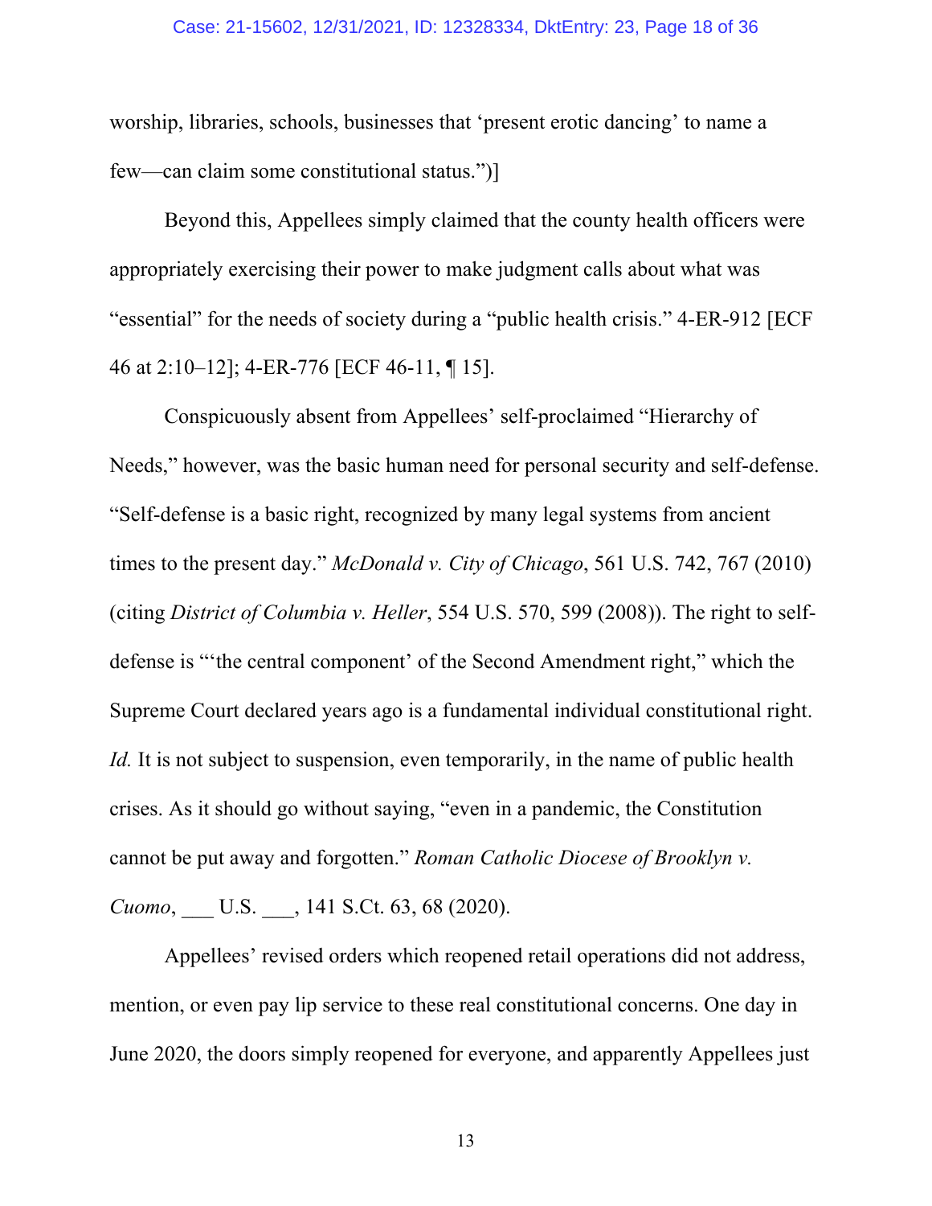worship, libraries, schools, businesses that 'present erotic dancing' to name a few—can claim some constitutional status.")]

Beyond this, Appellees simply claimed that the county health officers were appropriately exercising their power to make judgment calls about what was "essential" for the needs of society during a "public health crisis." 4-ER-912 [ECF 46 at 2:10–12]; 4-ER-776 [ECF 46-11, ¶ 15].

Conspicuously absent from Appellees' self-proclaimed "Hierarchy of Needs," however, was the basic human need for personal security and self-defense. "Self-defense is a basic right, recognized by many legal systems from ancient times to the present day." *McDonald v. City of Chicago*, 561 U.S. 742, 767 (2010) (citing *District of Columbia v. Heller*, 554 U.S. 570, 599 (2008)). The right to self-defense is "'the central component' of the Second Amendment right," which the Supreme Court declared years ago is a fundamental individual constitutional right. *Id.* It is not subject to suspension, even temporarily, in the name of public health crises. As it should go without saying, "even in a pandemic, the Constitution cannot be put away and forgotten." *Roman Catholic Diocese of Brooklyn v. Cuomo*, ___ U.S. ___, 141 S.Ct. 63, 68 (2020).

Appellees' revised orders which reopened retail operations did not address, mention, or even pay lip service to these real constitutional concerns. One day in June 2020, the doors simply reopened for everyone, and apparently Appellees just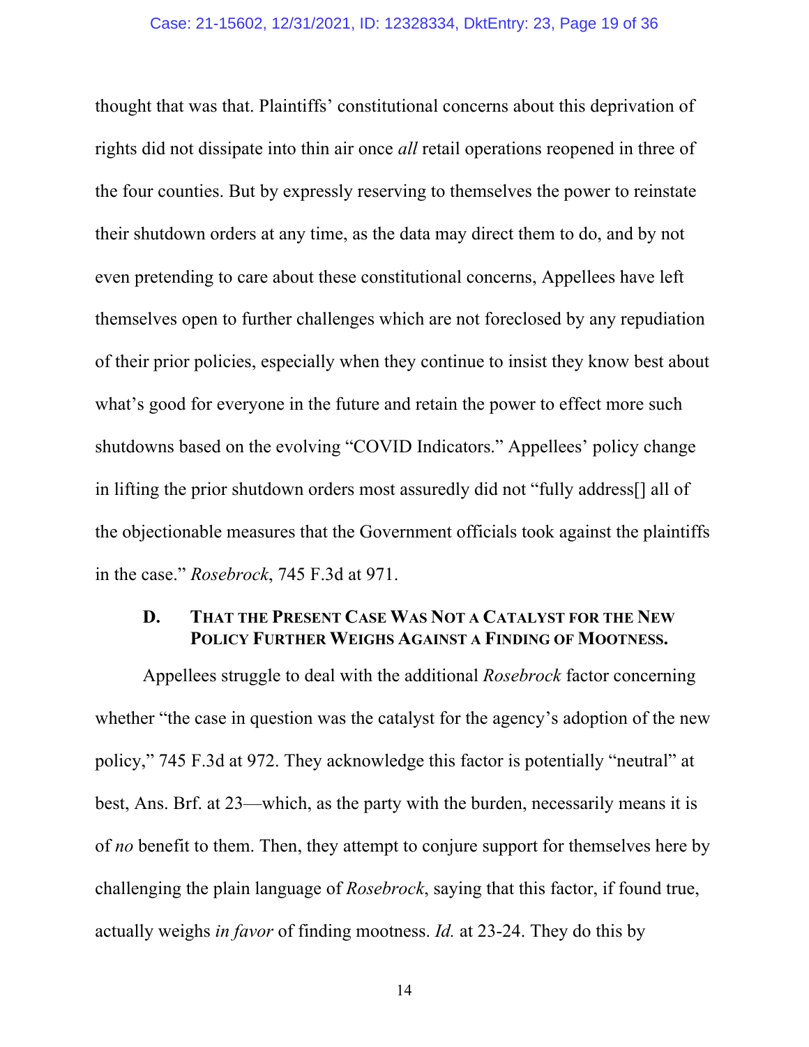thought that was that. Plaintiffs' constitutional concerns about this deprivation of rights did not dissipate into thin air once *all* retail operations reopened in three of the four counties. But by expressly reserving to themselves the power to reinstate their shutdown orders at any time, as the data may direct them to do, and by not even pretending to care about these constitutional concerns, Appellees have left themselves open to further challenges which are not foreclosed by any repudiation of their prior policies, especially when they continue to insist they know best about what's good for everyone in the future and retain the power to effect more such shutdowns based on the evolving "COVID Indicators." Appellees' policy change in lifting the prior shutdown orders most assuredly did not "fully address[] all of the objectionable measures that the Government officials took against the plaintiffs in the case." *Rosebrock*, 745 F.3d at 971.

### D. THAT THE PRESENT CASE WAS NOT A CATALYST FOR THE NEW POLICY FURTHER WEIGHS AGAINST A FINDING OF MOOTNESS.

Appellees struggle to deal with the additional *Rosebrock* factor concerning whether "the case in question was the catalyst for the agency's adoption of the new policy," 745 F.3d at 972. They acknowledge this factor is potentially "neutral" at best, Ans. Brf. at 23—which, as the party with the burden, necessarily means it is of *no* benefit to them. Then, they attempt to conjure support for themselves here by challenging the plain language of *Rosebrock*, saying that this factor, if found true, actually weighs *in favor* of finding mootness. *Id.* at 23-24. They do this by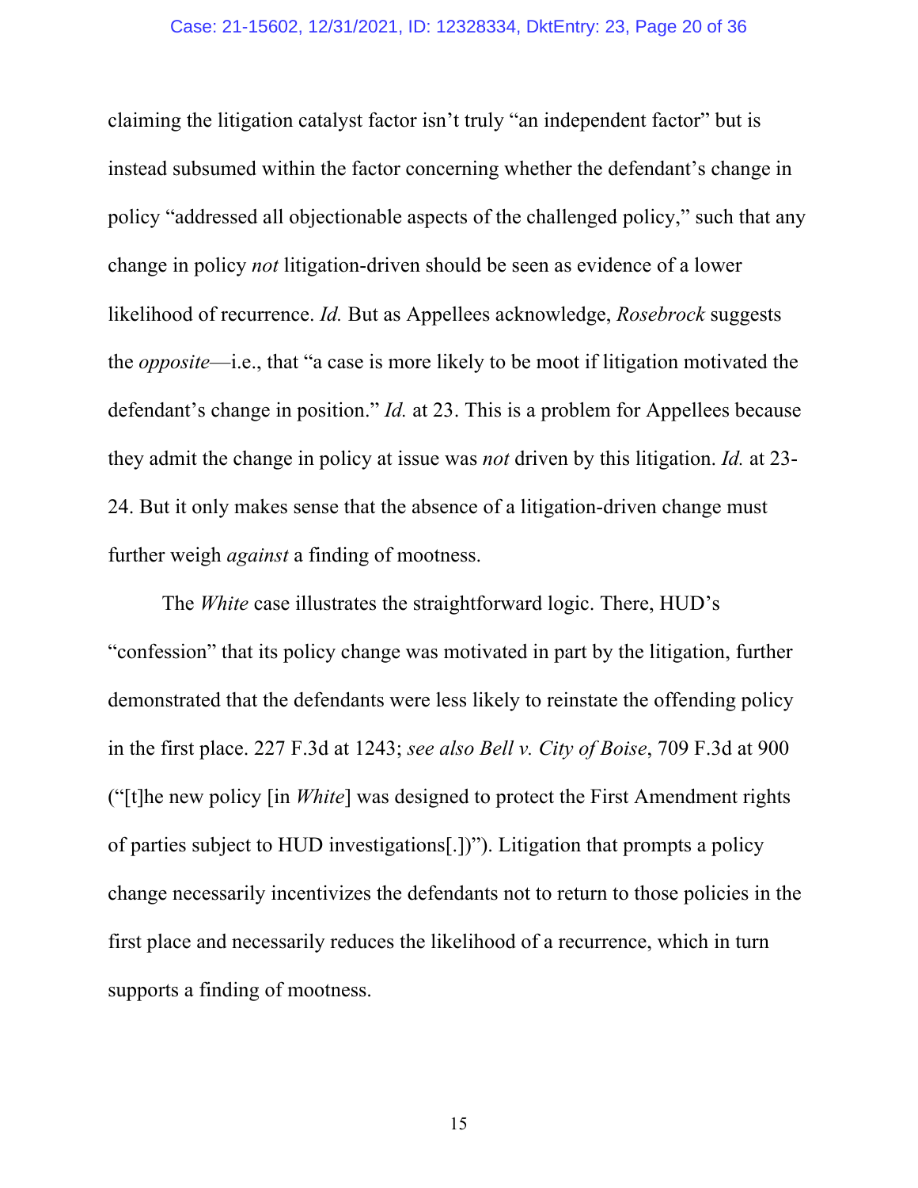claiming the litigation catalyst factor isn't truly "an independent factor" but is instead subsumed within the factor concerning whether the defendant's change in policy "addressed all objectionable aspects of the challenged policy," such that any change in policy *not* litigation-driven should be seen as evidence of a lower likelihood of recurrence. *Id.* But as Appellees acknowledge, *Rosebrock* suggests the *opposite*—i.e., that "a case is more likely to be moot if litigation motivated the defendant's change in position." *Id.* at 23. This is a problem for Appellees because they admit the change in policy at issue was *not* driven by this litigation. *Id.* at 23-24. But it only makes sense that the absence of a litigation-driven change must further weigh *against* a finding of mootness.

The *White* case illustrates the straightforward logic. There, HUD's "confession" that its policy change was motivated in part by the litigation, further demonstrated that the defendants were less likely to reinstate the offending policy in the first place. 227 F.3d at 1243; *see also Bell v. City of Boise*, 709 F.3d at 900 ("[t]he new policy [in *White*] was designed to protect the First Amendment rights of parties subject to HUD investigations[.])"). Litigation that prompts a policy change necessarily incentivizes the defendants not to return to those policies in the first place and necessarily reduces the likelihood of a recurrence, which in turn supports a finding of mootness.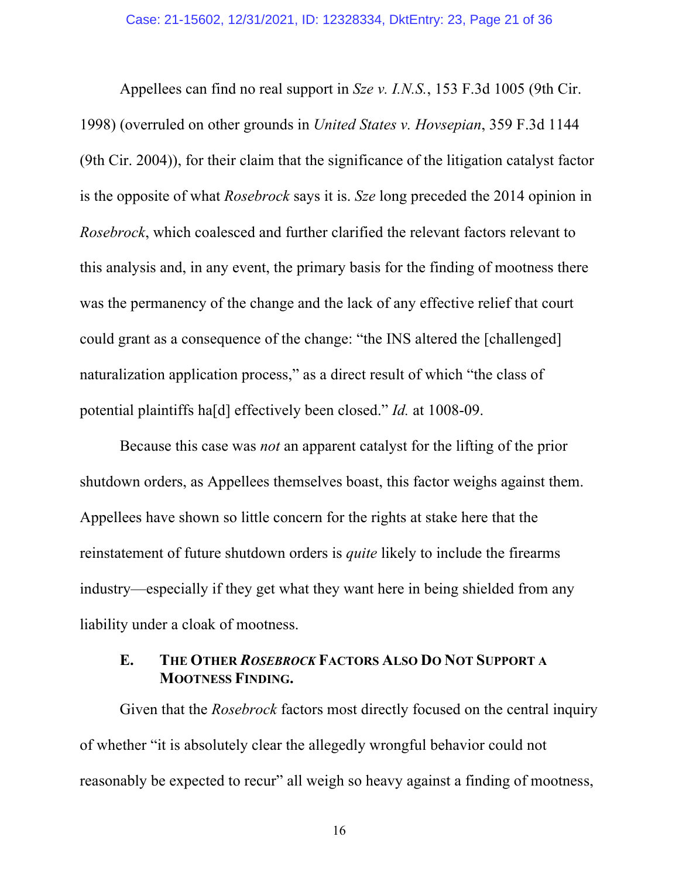Appellees can find no real support in *Sze v. I.N.S.*, 153 F.3d 1005 (9th Cir. 1998) (overruled on other grounds in *United States v. Hovsepian*, 359 F.3d 1144 (9th Cir. 2004)), for their claim that the significance of the litigation catalyst factor is the opposite of what *Rosebrock* says it is. *Sze* long preceded the 2014 opinion in *Rosebrock*, which coalesced and further clarified the relevant factors relevant to this analysis and, in any event, the primary basis for the finding of mootness there was the permanency of the change and the lack of any effective relief that court could grant as a consequence of the change: "the INS altered the [challenged] naturalization application process," as a direct result of which "the class of potential plaintiffs ha[d] effectively been closed." *Id.* at 1008-09.

Because this case was *not* an apparent catalyst for the lifting of the prior shutdown orders, as Appellees themselves boast, this factor weighs against them. Appellees have shown so little concern for the rights at stake here that the reinstatement of future shutdown orders is *quite* likely to include the firearms industry—especially if they get what they want here in being shielded from any liability under a cloak of mootness.

### E. THE OTHER *ROSEBROCK* FACTORS ALSO DO NOT SUPPORT A MOOTNESS FINDING.

Given that the *Rosebrock* factors most directly focused on the central inquiry of whether "it is absolutely clear the allegedly wrongful behavior could not reasonably be expected to recur" all weigh so heavy against a finding of mootness,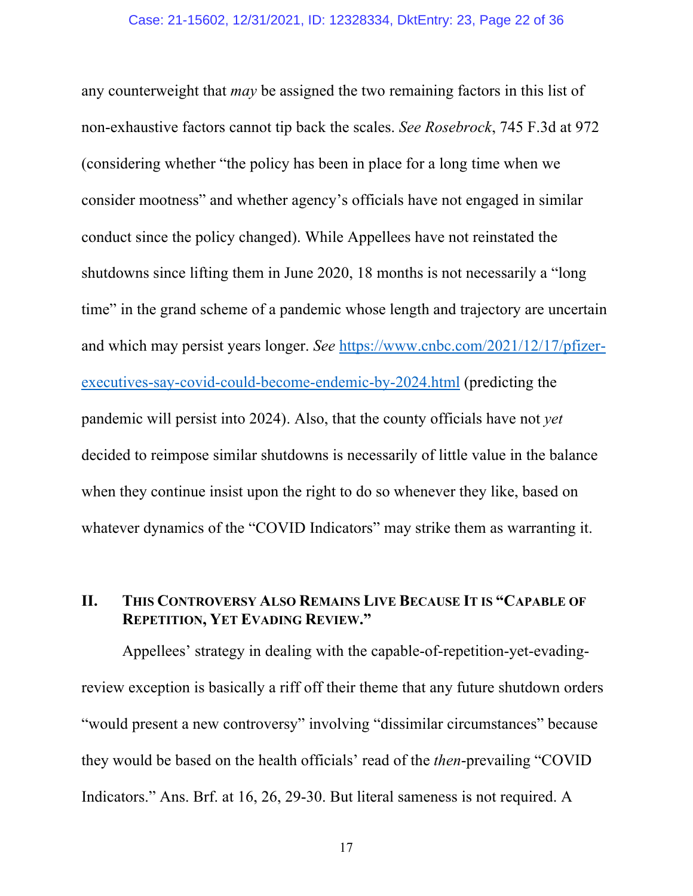any counterweight that *may* be assigned the two remaining factors in this list of non-exhaustive factors cannot tip back the scales. *See Rosebrock*, 745 F.3d at 972 (considering whether "the policy has been in place for a long time when we consider mootness" and whether agency's officials have not engaged in similar conduct since the policy changed). While Appellees have not reinstated the shutdowns since lifting them in June 2020, 18 months is not necessarily a "long time" in the grand scheme of a pandemic whose length and trajectory are uncertain and which may persist years longer. *See* https://www.cnbc.com/2021/12/17/pfizer-executives-say-covid-could-become-endemic-by-2024.html (predicting the pandemic will persist into 2024). Also, that the county officials have not *yet* decided to reimpose similar shutdowns is necessarily of little value in the balance when they continue insist upon the right to do so whenever they like, based on whatever dynamics of the "COVID Indicators" may strike them as warranting it.

## II. This Controversy Also Remains Live Because It is "Capable of Repetition, Yet Evading Review."

Appellees' strategy in dealing with the capable-of-repetition-yet-evading-review exception is basically a riff off their theme that any future shutdown orders "would present a new controversy" involving "dissimilar circumstances" because they would be based on the health officials' read of the *then*-prevailing "COVID Indicators." Ans. Brf. at 16, 26, 29-30. But literal sameness is not required. A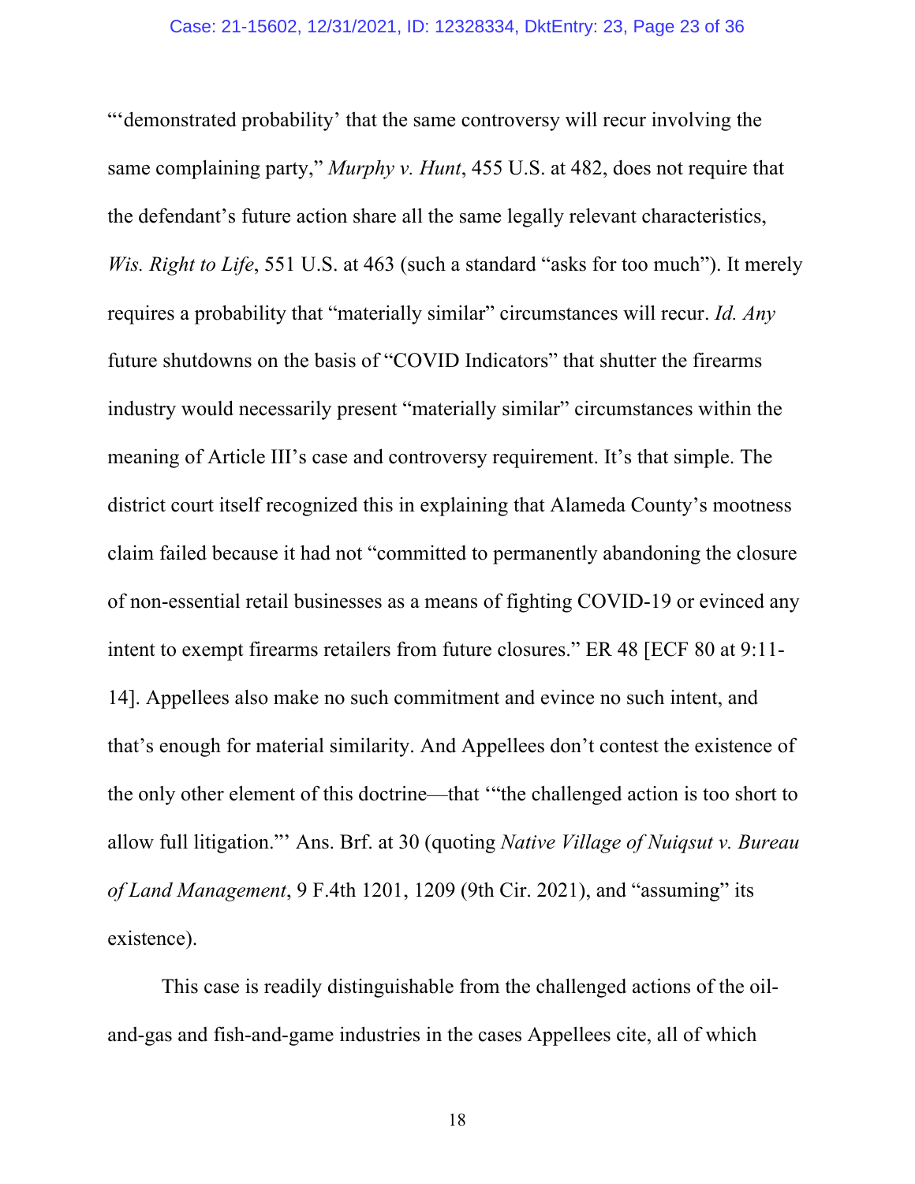"'demonstrated probability' that the same controversy will recur involving the same complaining party," *Murphy v. Hunt*, 455 U.S. at 482, does not require that the defendant's future action share all the same legally relevant characteristics, *Wis. Right to Life*, 551 U.S. at 463 (such a standard "asks for too much"). It merely requires a probability that "materially similar" circumstances will recur. *Id. Any* future shutdowns on the basis of "COVID Indicators" that shutter the firearms industry would necessarily present "materially similar" circumstances within the meaning of Article III's case and controversy requirement. It's that simple. The district court itself recognized this in explaining that Alameda County's mootness claim failed because it had not "committed to permanently abandoning the closure of non-essential retail businesses as a means of fighting COVID-19 or evinced any intent to exempt firearms retailers from future closures." ER 48 [ECF 80 at 9:11-14]. Appellees also make no such commitment and evince no such intent, and that's enough for material similarity. And Appellees don't contest the existence of the only other element of this doctrine—that '"the challenged action is too short to allow full litigation."' Ans. Brf. at 30 (quoting *Native Village of Nuiqsut v. Bureau of Land Management*, 9 F.4th 1201, 1209 (9th Cir. 2021), and "assuming" its existence).

This case is readily distinguishable from the challenged actions of the oil-and-gas and fish-and-game industries in the cases Appellees cite, all of which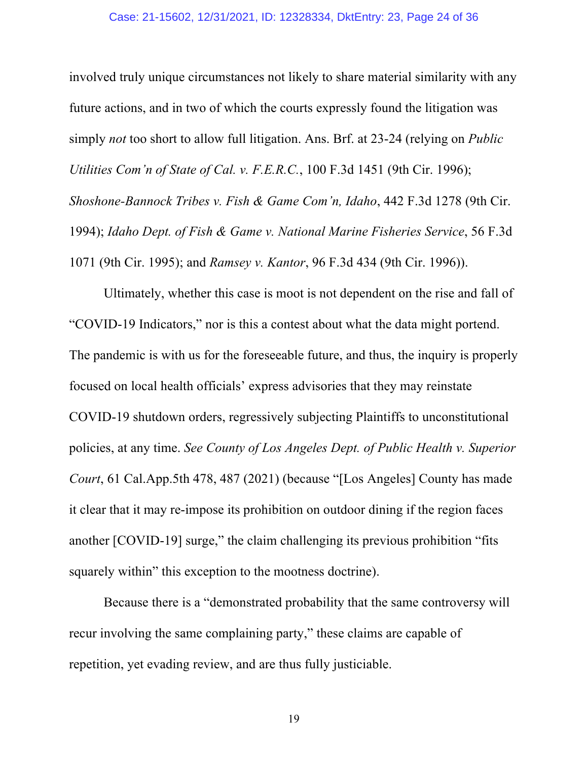involved truly unique circumstances not likely to share material similarity with any future actions, and in two of which the courts expressly found the litigation was simply *not* too short to allow full litigation. Ans. Brf. at 23-24 (relying on *Public Utilities Com'n of State of Cal. v. F.E.R.C.*, 100 F.3d 1451 (9th Cir. 1996); *Shoshone-Bannock Tribes v. Fish & Game Com'n, Idaho*, 442 F.3d 1278 (9th Cir. 1994); *Idaho Dept. of Fish & Game v. National Marine Fisheries Service*, 56 F.3d 1071 (9th Cir. 1995); and *Ramsey v. Kantor*, 96 F.3d 434 (9th Cir. 1996)).

Ultimately, whether this case is moot is not dependent on the rise and fall of "COVID-19 Indicators," nor is this a contest about what the data might portend. The pandemic is with us for the foreseeable future, and thus, the inquiry is properly focused on local health officials' express advisories that they may reinstate COVID-19 shutdown orders, regressively subjecting Plaintiffs to unconstitutional policies, at any time. *See County of Los Angeles Dept. of Public Health v. Superior Court*, 61 Cal.App.5th 478, 487 (2021) (because "[Los Angeles] County has made it clear that it may re-impose its prohibition on outdoor dining if the region faces another [COVID-19] surge," the claim challenging its previous prohibition "fits squarely within" this exception to the mootness doctrine).

Because there is a "demonstrated probability that the same controversy will recur involving the same complaining party," these claims are capable of repetition, yet evading review, and are thus fully justiciable.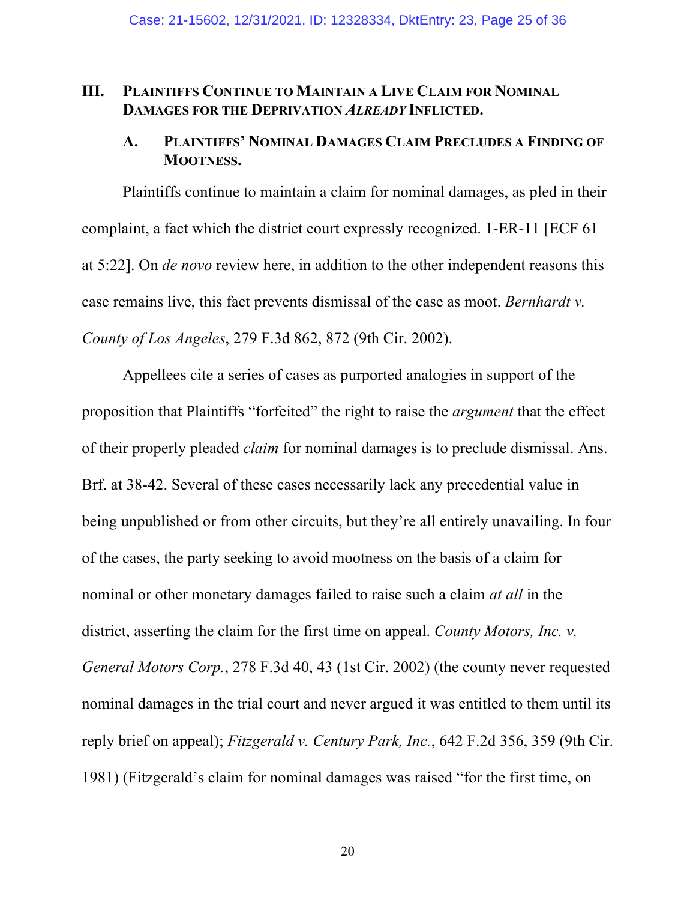## III. Plaintiffs Continue to Maintain a Live Claim for Nominal Damages for the Deprivation *Already* Inflicted.

### A. Plaintiffs' Nominal Damages Claim Precludes a Finding of Mootness.

Plaintiffs continue to maintain a claim for nominal damages, as pled in their complaint, a fact which the district court expressly recognized. 1-ER-11 [ECF 61 at 5:22]. On *de novo* review here, in addition to the other independent reasons this case remains live, this fact prevents dismissal of the case as moot. *Bernhardt v. County of Los Angeles*, 279 F.3d 862, 872 (9th Cir. 2002).

Appellees cite a series of cases as purported analogies in support of the proposition that Plaintiffs "forfeited" the right to raise the *argument* that the effect of their properly pleaded *claim* for nominal damages is to preclude dismissal. Ans. Brf. at 38-42. Several of these cases necessarily lack any precedential value in being unpublished or from other circuits, but they're all entirely unavailing. In four of the cases, the party seeking to avoid mootness on the basis of a claim for nominal or other monetary damages failed to raise such a claim *at all* in the district, asserting the claim for the first time on appeal. *County Motors, Inc. v. General Motors Corp.*, 278 F.3d 40, 43 (1st Cir. 2002) (the county never requested nominal damages in the trial court and never argued it was entitled to them until its reply brief on appeal); *Fitzgerald v. Century Park, Inc.*, 642 F.2d 356, 359 (9th Cir. 1981) (Fitzgerald's claim for nominal damages was raised "for the first time, on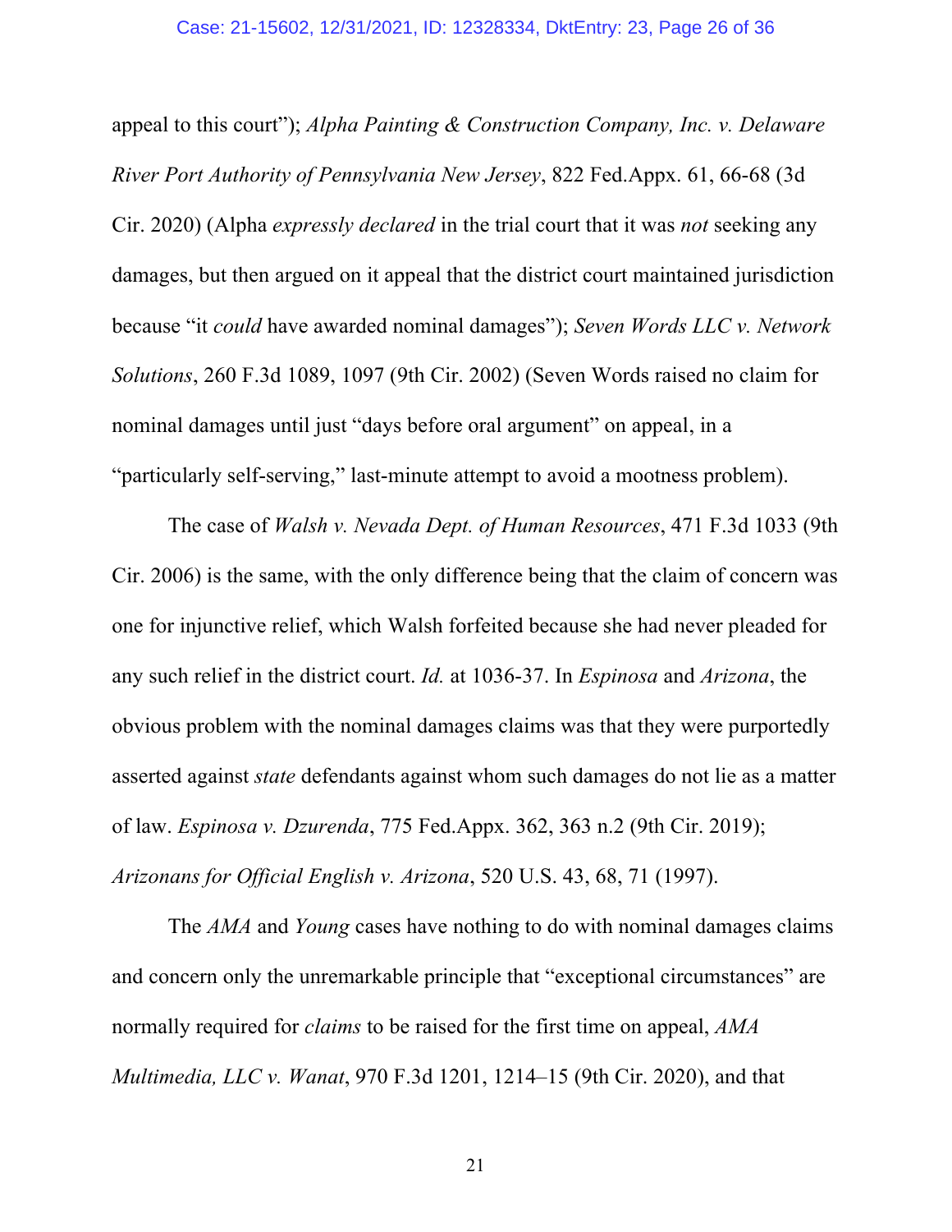appeal to this court"); *Alpha Painting & Construction Company, Inc. v. Delaware River Port Authority of Pennsylvania New Jersey*, 822 Fed.Appx. 61, 66-68 (3d Cir. 2020) (Alpha *expressly declared* in the trial court that it was *not* seeking any damages, but then argued on it appeal that the district court maintained jurisdiction because "it *could* have awarded nominal damages"); *Seven Words LLC v. Network Solutions*, 260 F.3d 1089, 1097 (9th Cir. 2002) (Seven Words raised no claim for nominal damages until just "days before oral argument" on appeal, in a "particularly self-serving," last-minute attempt to avoid a mootness problem).

The case of *Walsh v. Nevada Dept. of Human Resources*, 471 F.3d 1033 (9th Cir. 2006) is the same, with the only difference being that the claim of concern was one for injunctive relief, which Walsh forfeited because she had never pleaded for any such relief in the district court. *Id.* at 1036-37. In *Espinosa* and *Arizona*, the obvious problem with the nominal damages claims was that they were purportedly asserted against *state* defendants against whom such damages do not lie as a matter of law. *Espinosa v. Dzurenda*, 775 Fed.Appx. 362, 363 n.2 (9th Cir. 2019); *Arizonans for Official English v. Arizona*, 520 U.S. 43, 68, 71 (1997).

The *AMA* and *Young* cases have nothing to do with nominal damages claims and concern only the unremarkable principle that "exceptional circumstances" are normally required for *claims* to be raised for the first time on appeal, *AMA Multimedia, LLC v. Wanat*, 970 F.3d 1201, 1214–15 (9th Cir. 2020), and that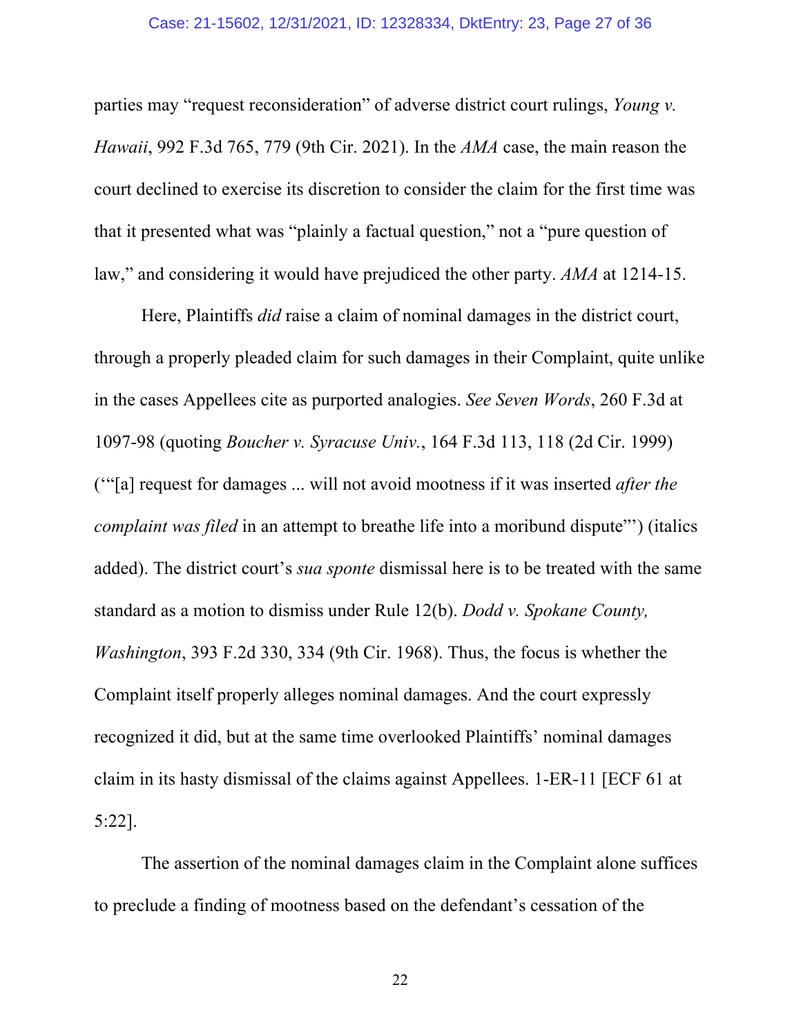parties may "request reconsideration" of adverse district court rulings, *Young v. Hawaii*, 992 F.3d 765, 779 (9th Cir. 2021). In the *AMA* case, the main reason the court declined to exercise its discretion to consider the claim for the first time was that it presented what was "plainly a factual question," not a "pure question of law," and considering it would have prejudiced the other party. *AMA* at 1214-15.

Here, Plaintiffs *did* raise a claim of nominal damages in the district court, through a properly pleaded claim for such damages in their Complaint, quite unlike in the cases Appellees cite as purported analogies. *See Seven Words*, 260 F.3d at 1097-98 (quoting *Boucher v. Syracuse Univ.*, 164 F.3d 113, 118 (2d Cir. 1999) ("'[a] request for damages ... will not avoid mootness if it was inserted *after the complaint was filed* in an attempt to breathe life into a moribund dispute"') (italics added). The district court's *sua sponte* dismissal here is to be treated with the same standard as a motion to dismiss under Rule 12(b). *Dodd v. Spokane County, Washington*, 393 F.2d 330, 334 (9th Cir. 1968). Thus, the focus is whether the Complaint itself properly alleges nominal damages. And the court expressly recognized it did, but at the same time overlooked Plaintiffs' nominal damages claim in its hasty dismissal of the claims against Appellees. 1-ER-11 [ECF 61 at 5:22].

The assertion of the nominal damages claim in the Complaint alone suffices to preclude a finding of mootness based on the defendant's cessation of the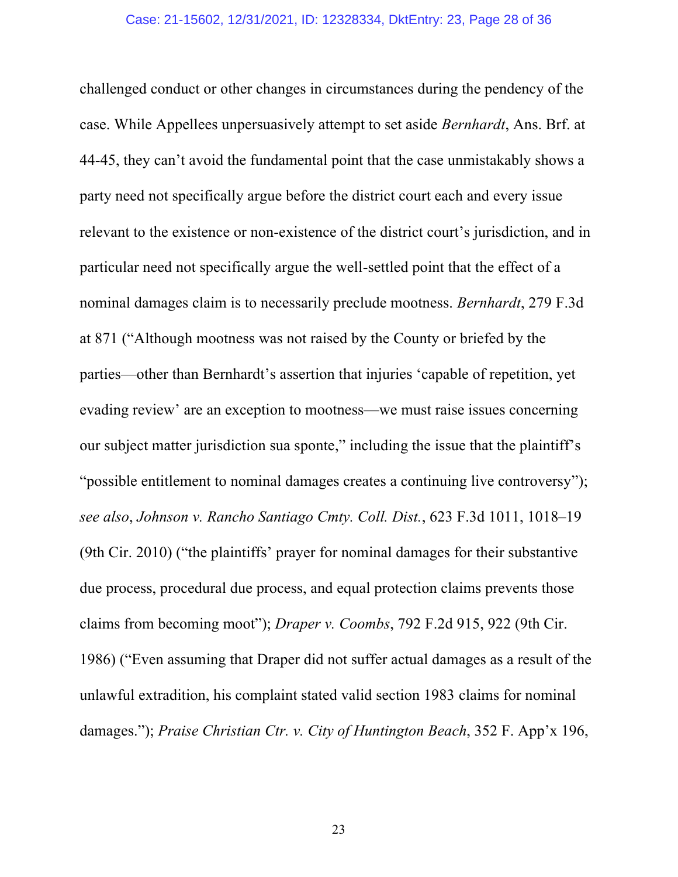challenged conduct or other changes in circumstances during the pendency of the case. While Appellees unpersuasively attempt to set aside *Bernhardt*, Ans. Brf. at 44-45, they can't avoid the fundamental point that the case unmistakably shows a party need not specifically argue before the district court each and every issue relevant to the existence or non-existence of the district court's jurisdiction, and in particular need not specifically argue the well-settled point that the effect of a nominal damages claim is to necessarily preclude mootness. *Bernhardt*, 279 F.3d at 871 ("Although mootness was not raised by the County or briefed by the parties—other than Bernhardt's assertion that injuries 'capable of repetition, yet evading review' are an exception to mootness—we must raise issues concerning our subject matter jurisdiction sua sponte," including the issue that the plaintiff's "possible entitlement to nominal damages creates a continuing live controversy"); *see also*, *Johnson v. Rancho Santiago Cmty. Coll. Dist.*, 623 F.3d 1011, 1018–19 (9th Cir. 2010) ("the plaintiffs' prayer for nominal damages for their substantive due process, procedural due process, and equal protection claims prevents those claims from becoming moot"); *Draper v. Coombs*, 792 F.2d 915, 922 (9th Cir. 1986) ("Even assuming that Draper did not suffer actual damages as a result of the unlawful extradition, his complaint stated valid section 1983 claims for nominal damages."); *Praise Christian Ctr. v. City of Huntington Beach*, 352 F. App'x 196,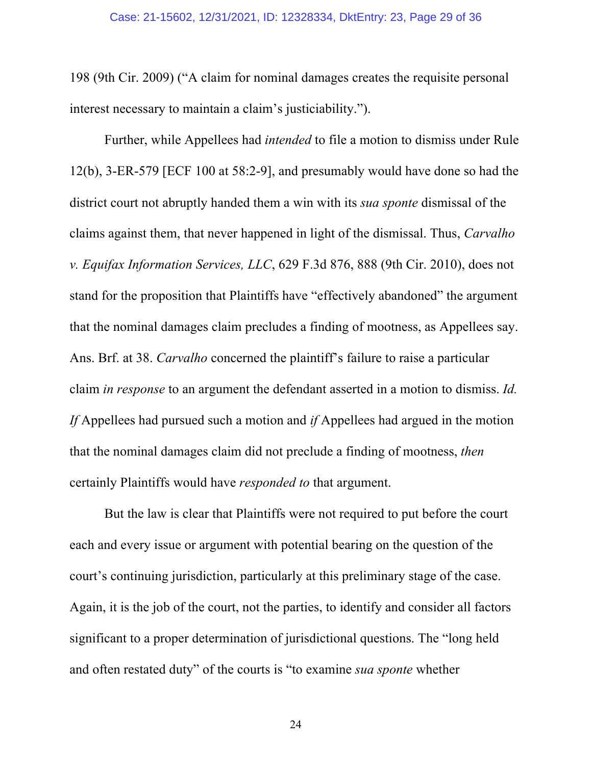198 (9th Cir. 2009) ("A claim for nominal damages creates the requisite personal interest necessary to maintain a claim's justiciability.").

Further, while Appellees had *intended* to file a motion to dismiss under Rule 12(b), 3-ER-579 [ECF 100 at 58:2-9], and presumably would have done so had the district court not abruptly handed them a win with its *sua sponte* dismissal of the claims against them, that never happened in light of the dismissal. Thus, *Carvalho v. Equifax Information Services, LLC*, 629 F.3d 876, 888 (9th Cir. 2010), does not stand for the proposition that Plaintiffs have "effectively abandoned" the argument that the nominal damages claim precludes a finding of mootness, as Appellees say. Ans. Brf. at 38. *Carvalho* concerned the plaintiff's failure to raise a particular claim *in response* to an argument the defendant asserted in a motion to dismiss. *Id.* *If* Appellees had pursued such a motion and *if* Appellees had argued in the motion that the nominal damages claim did not preclude a finding of mootness, *then* certainly Plaintiffs would have *responded to* that argument.

But the law is clear that Plaintiffs were not required to put before the court each and every issue or argument with potential bearing on the question of the court's continuing jurisdiction, particularly at this preliminary stage of the case. Again, it is the job of the court, not the parties, to identify and consider all factors significant to a proper determination of jurisdictional questions. The "long held and often restated duty" of the courts is "to examine *sua sponte* whether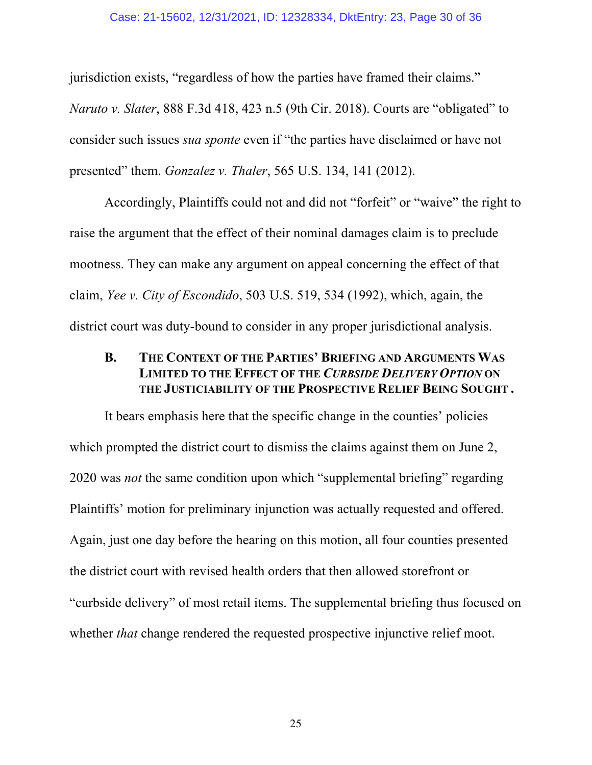jurisdiction exists, "regardless of how the parties have framed their claims." *Naruto v. Slater*, 888 F.3d 418, 423 n.5 (9th Cir. 2018). Courts are "obligated" to consider such issues *sua sponte* even if "the parties have disclaimed or have not presented" them. *Gonzalez v. Thaler*, 565 U.S. 134, 141 (2012).

Accordingly, Plaintiffs could not and did not "forfeit" or "waive" the right to raise the argument that the effect of their nominal damages claim is to preclude mootness. They can make any argument on appeal concerning the effect of that claim, *Yee v. City of Escondido*, 503 U.S. 519, 534 (1992), which, again, the district court was duty-bound to consider in any proper jurisdictional analysis.

### B. The Context of the Parties' Briefing and Arguments Was Limited to the Effect of the *Curbside Delivery Option* on the Justiciability of the Prospective Relief Being Sought .

It bears emphasis here that the specific change in the counties' policies which prompted the district court to dismiss the claims against them on June 2, 2020 was *not* the same condition upon which "supplemental briefing" regarding Plaintiffs' motion for preliminary injunction was actually requested and offered. Again, just one day before the hearing on this motion, all four counties presented the district court with revised health orders that then allowed storefront or "curbside delivery" of most retail items. The supplemental briefing thus focused on whether *that* change rendered the requested prospective injunctive relief moot.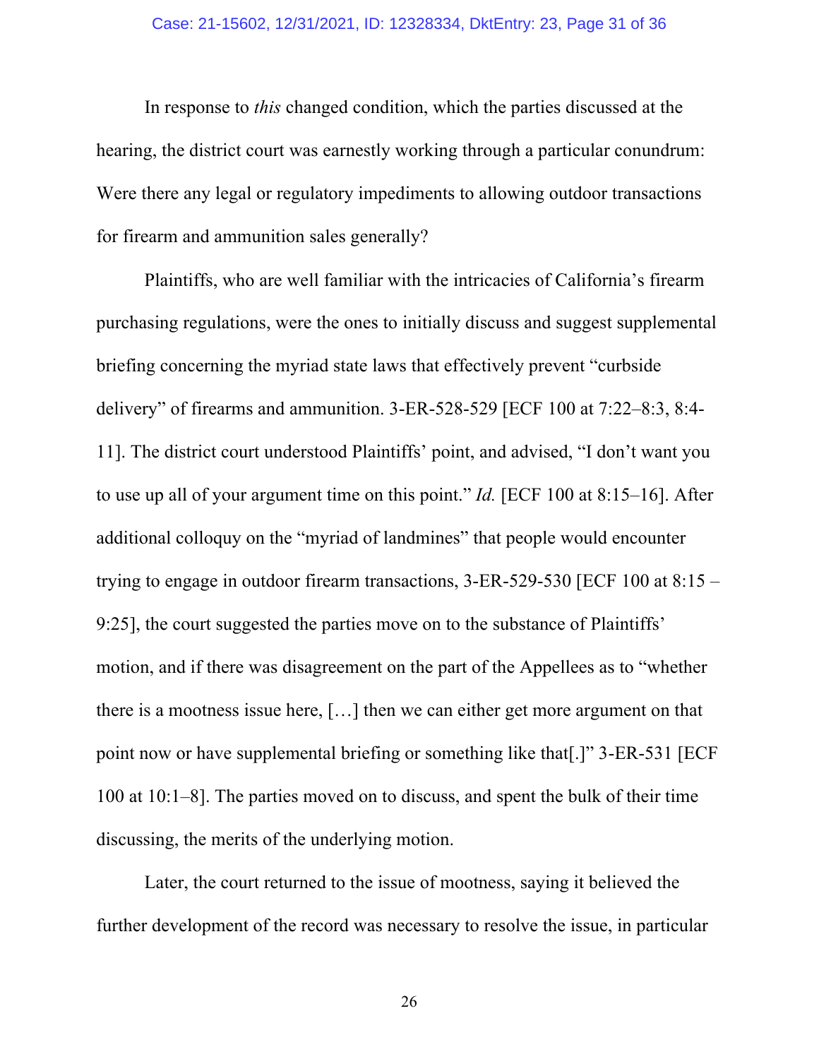In response to *this* changed condition, which the parties discussed at the hearing, the district court was earnestly working through a particular conundrum: Were there any legal or regulatory impediments to allowing outdoor transactions for firearm and ammunition sales generally?

Plaintiffs, who are well familiar with the intricacies of California's firearm purchasing regulations, were the ones to initially discuss and suggest supplemental briefing concerning the myriad state laws that effectively prevent "curbside delivery" of firearms and ammunition. 3-ER-528-529 [ECF 100 at 7:22–8:3, 8:4-11]. The district court understood Plaintiffs' point, and advised, "I don't want you to use up all of your argument time on this point." *Id.* [ECF 100 at 8:15–16]. After additional colloquy on the "myriad of landmines" that people would encounter trying to engage in outdoor firearm transactions, 3-ER-529-530 [ECF 100 at 8:15 – 9:25], the court suggested the parties move on to the substance of Plaintiffs' motion, and if there was disagreement on the part of the Appellees as to "whether there is a mootness issue here, […] then we can either get more argument on that point now or have supplemental briefing or something like that[.]" 3-ER-531 [ECF 100 at 10:1–8]. The parties moved on to discuss, and spent the bulk of their time discussing, the merits of the underlying motion.

Later, the court returned to the issue of mootness, saying it believed the further development of the record was necessary to resolve the issue, in particular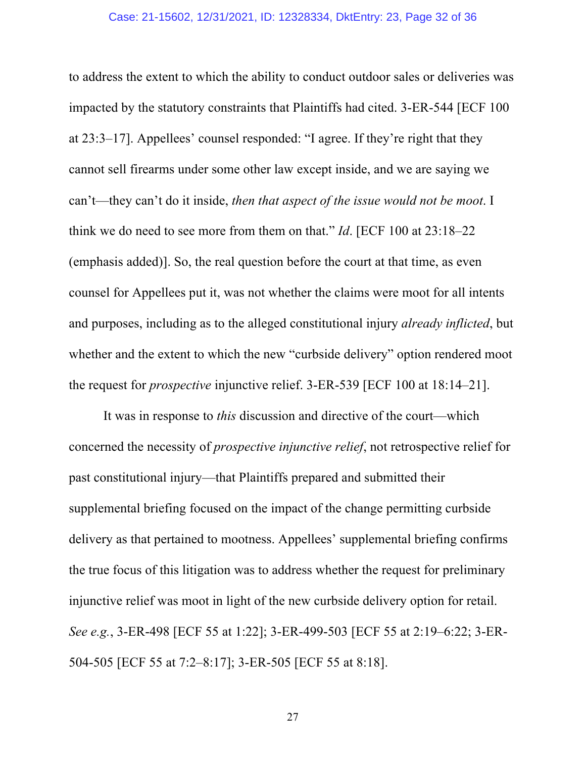to address the extent to which the ability to conduct outdoor sales or deliveries was impacted by the statutory constraints that Plaintiffs had cited. 3-ER-544 [ECF 100 at 23:3–17]. Appellees' counsel responded: "I agree. If they're right that they cannot sell firearms under some other law except inside, and we are saying we can't—they can't do it inside, *then that aspect of the issue would not be moot*. I think we do need to see more from them on that." *Id*. [ECF 100 at 23:18–22 (emphasis added)]. So, the real question before the court at that time, as even counsel for Appellees put it, was not whether the claims were moot for all intents and purposes, including as to the alleged constitutional injury *already inflicted*, but whether and the extent to which the new "curbside delivery" option rendered moot the request for *prospective* injunctive relief. 3-ER-539 [ECF 100 at 18:14–21].

It was in response to *this* discussion and directive of the court—which concerned the necessity of *prospective injunctive relief*, not retrospective relief for past constitutional injury—that Plaintiffs prepared and submitted their supplemental briefing focused on the impact of the change permitting curbside delivery as that pertained to mootness. Appellees' supplemental briefing confirms the true focus of this litigation was to address whether the request for preliminary injunctive relief was moot in light of the new curbside delivery option for retail. *See e.g.*, 3-ER-498 [ECF 55 at 1:22]; 3-ER-499-503 [ECF 55 at 2:19–6:22; 3-ER-504-505 [ECF 55 at 7:2–8:17]; 3-ER-505 [ECF 55 at 8:18].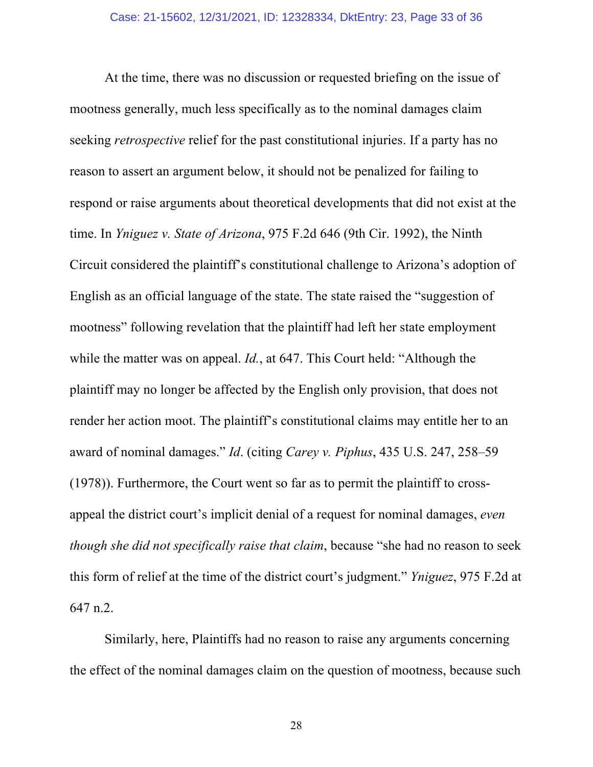At the time, there was no discussion or requested briefing on the issue of mootness generally, much less specifically as to the nominal damages claim seeking *retrospective* relief for the past constitutional injuries. If a party has no reason to assert an argument below, it should not be penalized for failing to respond or raise arguments about theoretical developments that did not exist at the time. In *Yniguez v. State of Arizona*, 975 F.2d 646 (9th Cir. 1992), the Ninth Circuit considered the plaintiff's constitutional challenge to Arizona's adoption of English as an official language of the state. The state raised the "suggestion of mootness" following revelation that the plaintiff had left her state employment while the matter was on appeal. *Id.*, at 647. This Court held: "Although the plaintiff may no longer be affected by the English only provision, that does not render her action moot. The plaintiff's constitutional claims may entitle her to an award of nominal damages." *Id*. (citing *Carey v. Piphus*, 435 U.S. 247, 258–59 (1978)). Furthermore, the Court went so far as to permit the plaintiff to cross-appeal the district court's implicit denial of a request for nominal damages, *even though she did not specifically raise that claim*, because "she had no reason to seek this form of relief at the time of the district court's judgment." *Yniguez*, 975 F.2d at 647 n.2.

Similarly, here, Plaintiffs had no reason to raise any arguments concerning the effect of the nominal damages claim on the question of mootness, because such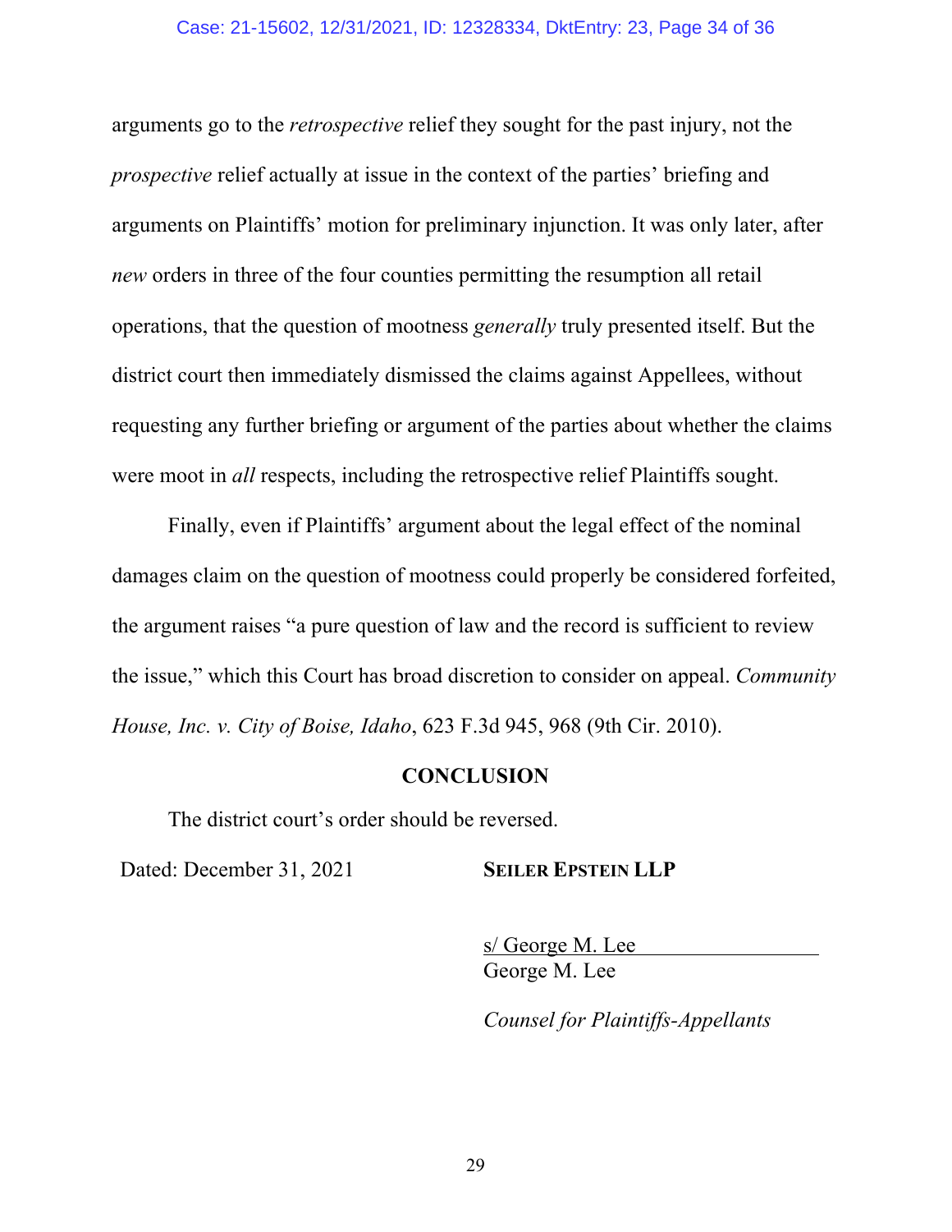arguments go to the *retrospective* relief they sought for the past injury, not the *prospective* relief actually at issue in the context of the parties' briefing and arguments on Plaintiffs' motion for preliminary injunction. It was only later, after *new* orders in three of the four counties permitting the resumption all retail operations, that the question of mootness *generally* truly presented itself. But the district court then immediately dismissed the claims against Appellees, without requesting any further briefing or argument of the parties about whether the claims were moot in *all* respects, including the retrospective relief Plaintiffs sought.

Finally, even if Plaintiffs' argument about the legal effect of the nominal damages claim on the question of mootness could properly be considered forfeited, the argument raises "a pure question of law and the record is sufficient to review the issue," which this Court has broad discretion to consider on appeal. *Community House, Inc. v. City of Boise, Idaho*, 623 F.3d 945, 968 (9th Cir. 2010).

## CONCLUSION

The district court's order should be reversed.

Dated: December 31, 2021

**SEILER EPSTEIN LLP**

s/ George M. Lee
George M. Lee

*Counsel for Plaintiffs-Appellants*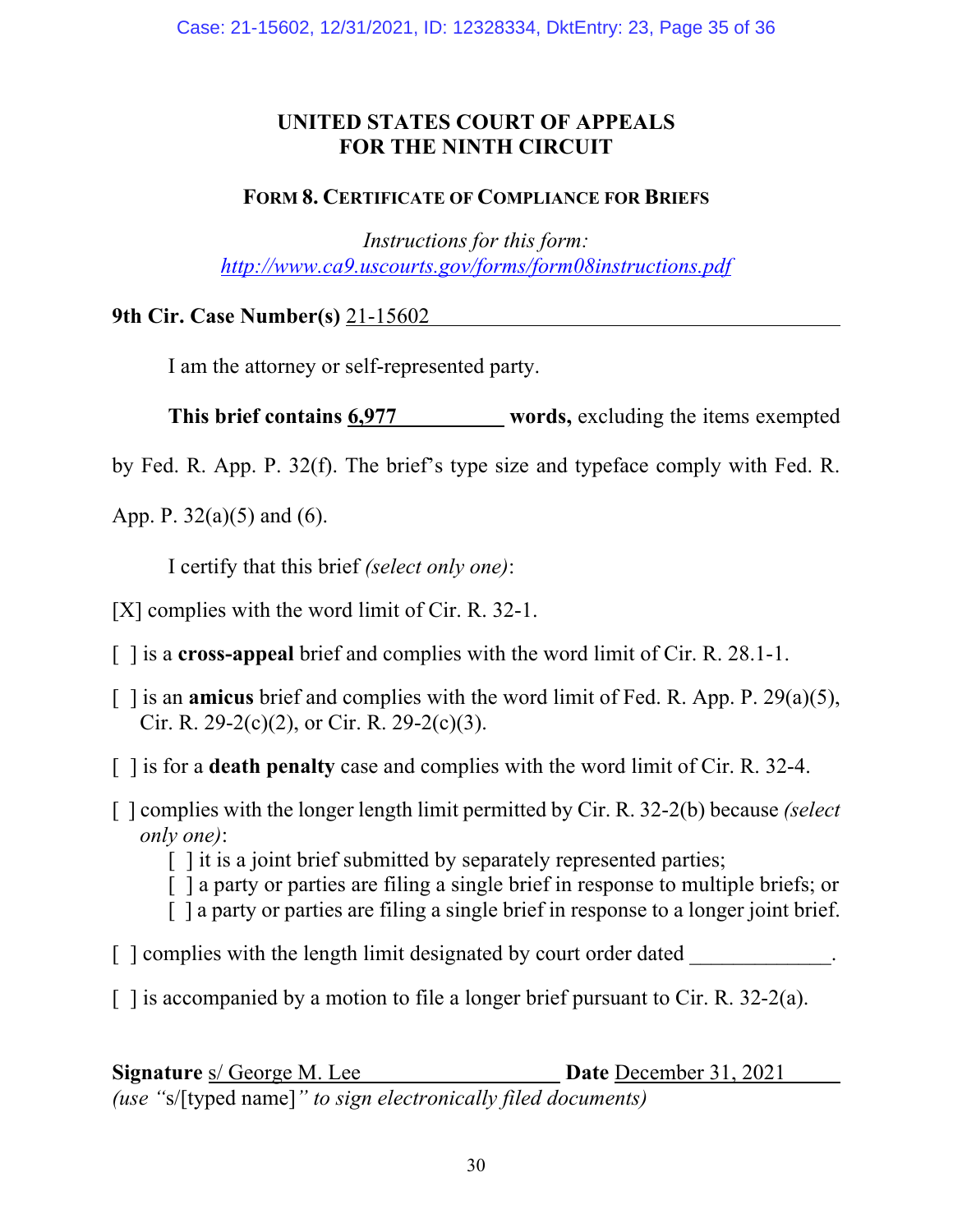# UNITED STATES COURT OF APPEALS
# FOR THE NINTH CIRCUIT

## FORM 8. CERTIFICATE OF COMPLIANCE FOR BRIEFS

*Instructions for this form:*
*http://www.ca9.uscourts.gov/forms/form08instructions.pdf*

**9th Cir. Case Number(s)** 21-15602

I am the attorney or self-represented party.

**This brief contains** 6,977 **words,** excluding the items exempted by Fed. R. App. P. 32(f). The brief's type size and typeface comply with Fed. R. App. P. 32(a)(5) and (6).

I certify that this brief *(select only one)*:

[X] complies with the word limit of Cir. R. 32-1.

[ ] is a **cross-appeal** brief and complies with the word limit of Cir. R. 28.1-1.

[ ] is an **amicus** brief and complies with the word limit of Fed. R. App. P. 29(a)(5), Cir. R. 29-2(c)(2), or Cir. R. 29-2(c)(3).

[ ] is for a **death penalty** case and complies with the word limit of Cir. R. 32-4.

[ ] complies with the longer length limit permitted by Cir. R. 32-2(b) because *(select only one)*:
- [ ] it is a joint brief submitted by separately represented parties;
- [ ] a party or parties are filing a single brief in response to multiple briefs; or
- [ ] a party or parties are filing a single brief in response to a longer joint brief.

[ ] complies with the length limit designated by court order dated _____________.

[ ] is accompanied by a motion to file a longer brief pursuant to Cir. R. 32-2(a).

**Signature** s/ George M. Lee **Date** December 31, 2021
*(use "*s/[typed name]*" to sign electronically filed documents)*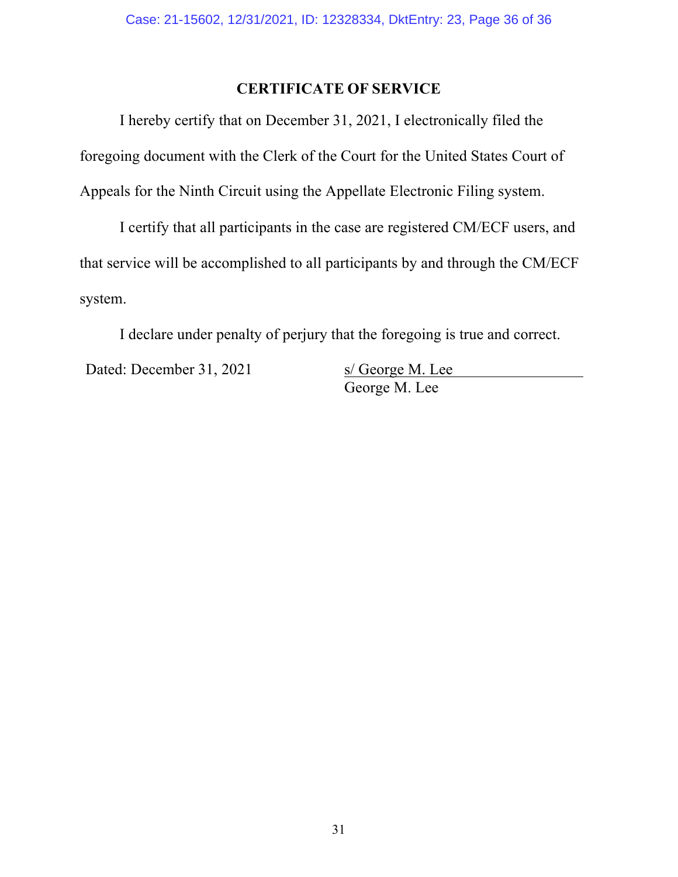## CERTIFICATE OF SERVICE

I hereby certify that on December 31, 2021, I electronically filed the foregoing document with the Clerk of the Court for the United States Court of Appeals for the Ninth Circuit using the Appellate Electronic Filing system.

I certify that all participants in the case are registered CM/ECF users, and that service will be accomplished to all participants by and through the CM/ECF system.

I declare under penalty of perjury that the foregoing is true and correct.

Dated: December 31, 2021

s/ George M. Lee
George M. Lee